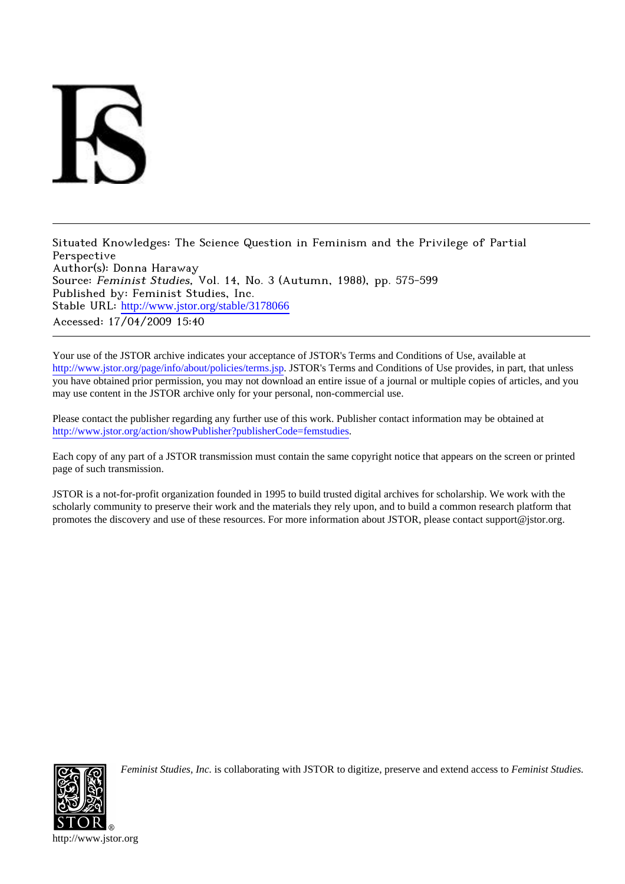Situated Knowledges: The Science Question in Feminism and the Privilege of Partial Perspective
Author(s): Donna Haraway
Source: *Feminist Studies*, Vol. 14, No. 3 (Autumn, 1988), pp. 575-599
Published by: Feminist Studies, Inc.
Stable URL: http://www.jstor.org/stable/3178066
Accessed: 17/04/2009 15:40

---

Your use of the JSTOR archive indicates your acceptance of JSTOR's Terms and Conditions of Use, available at http://www.jstor.org/page/info/about/policies/terms.jsp. JSTOR's Terms and Conditions of Use provides, in part, that unless you have obtained prior permission, you may not download an entire issue of a journal or multiple copies of articles, and you may use content in the JSTOR archive only for your personal, non-commercial use.

Please contact the publisher regarding any further use of this work. Publisher contact information may be obtained at http://www.jstor.org/action/showPublisher?publisherCode=femstudies.

Each copy of any part of a JSTOR transmission must contain the same copyright notice that appears on the screen or printed page of such transmission.

JSTOR is a not-for-profit organization founded in 1995 to build trusted digital archives for scholarship. We work with the scholarly community to preserve their work and the materials they rely upon, and to build a common research platform that promotes the discovery and use of these resources. For more information about JSTOR, please contact support@jstor.org.

*Feminist Studies, Inc.* is collaborating with JSTOR to digitize, preserve and extend access to *Feminist Studies.*

http://www.jstor.org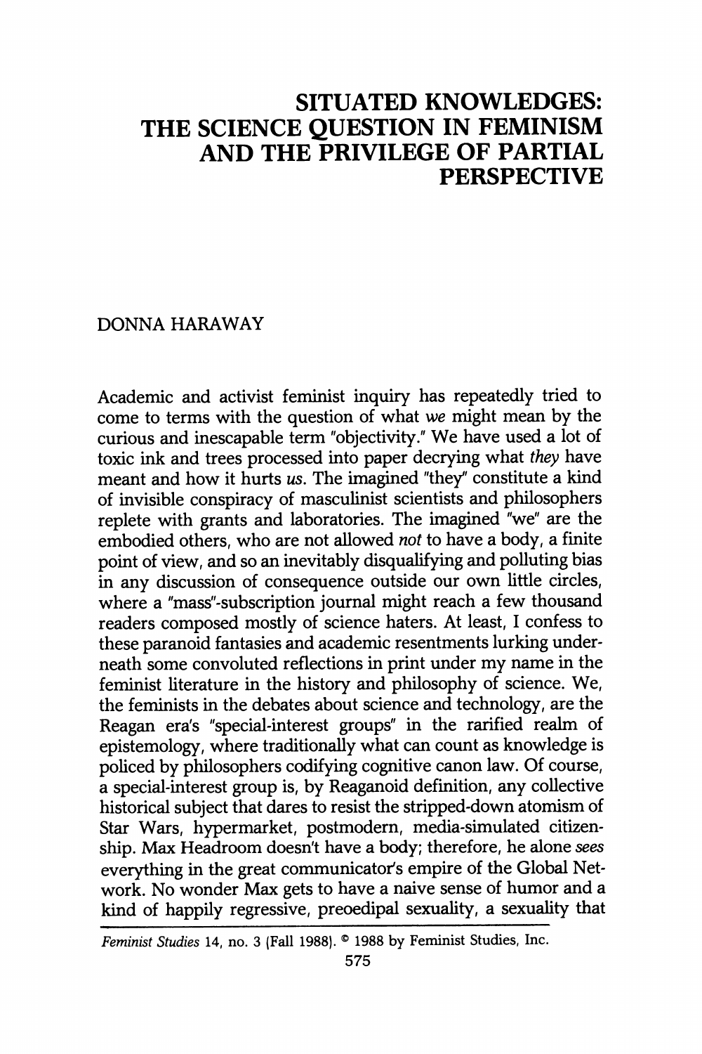# SITUATED KNOWLEDGES: THE SCIENCE QUESTION IN FEMINISM AND THE PRIVILEGE OF PARTIAL PERSPECTIVE

DONNA HARAWAY

Academic and activist feminist inquiry has repeatedly tried to come to terms with the question of what *we* might mean by the curious and inescapable term "objectivity." We have used a lot of toxic ink and trees processed into paper decrying what *they* have meant and how it hurts *us*. The imagined "they" constitute a kind of invisible conspiracy of masculinist scientists and philosophers replete with grants and laboratories. The imagined "we" are the embodied others, who are not allowed *not* to have a body, a finite point of view, and so an inevitably disqualifying and polluting bias in any discussion of consequence outside our own little circles, where a "mass"-subscription journal might reach a few thousand readers composed mostly of science haters. At least, I confess to these paranoid fantasies and academic resentments lurking underneath some convoluted reflections in print under my name in the feminist literature in the history and philosophy of science. We, the feminists in the debates about science and technology, are the Reagan era's "special-interest groups" in the rarified realm of epistemology, where traditionally what can count as knowledge is policed by philosophers codifying cognitive canon law. Of course, a special-interest group is, by Reaganoid definition, any collective historical subject that dares to resist the stripped-down atomism of Star Wars, hypermarket, postmodern, media-simulated citizenship. Max Headroom doesn't have a body; therefore, he alone *sees* everything in the great communicator's empire of the Global Network. No wonder Max gets to have a naive sense of humor and a kind of happily regressive, preoedipal sexuality, a sexuality that

*Feminist Studies* 14, no. 3 (Fall 1988). © 1988 by Feminist Studies, Inc.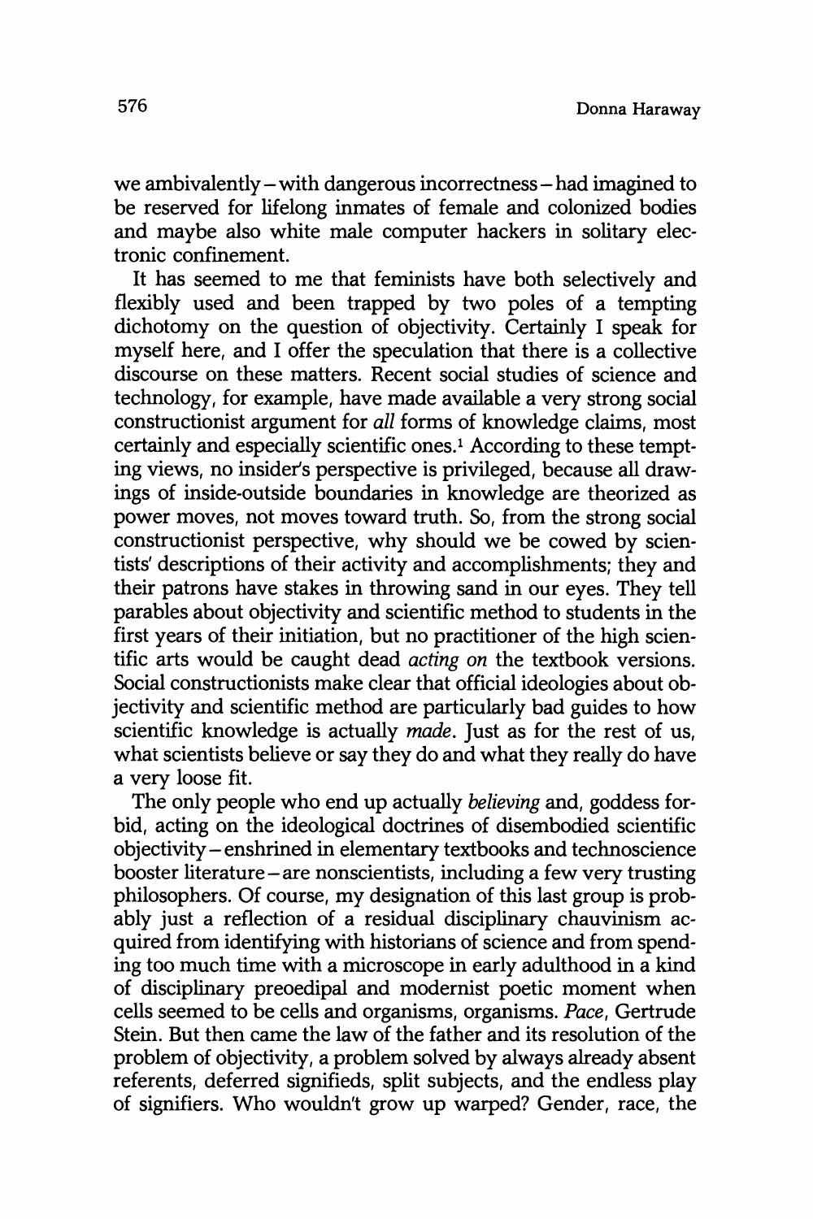we ambivalently – with dangerous incorrectness – had imagined to be reserved for lifelong inmates of female and colonized bodies and maybe also white male computer hackers in solitary electronic confinement.

It has seemed to me that feminists have both selectively and flexibly used and been trapped by two poles of a tempting dichotomy on the question of objectivity. Certainly I speak for myself here, and I offer the speculation that there is a collective discourse on these matters. Recent social studies of science and technology, for example, have made available a very strong social constructionist argument for *all* forms of knowledge claims, most certainly and especially scientific ones.[1] According to these tempting views, no insider's perspective is privileged, because all drawings of inside-outside boundaries in knowledge are theorized as power moves, not moves toward truth. So, from the strong social constructionist perspective, why should we be cowed by scientists' descriptions of their activity and accomplishments; they and their patrons have stakes in throwing sand in our eyes. They tell parables about objectivity and scientific method to students in the first years of their initiation, but no practitioner of the high scientific arts would be caught dead *acting on* the textbook versions. Social constructionists make clear that official ideologies about objectivity and scientific method are particularly bad guides to how scientific knowledge is actually *made*. Just as for the rest of us, what scientists believe or say they do and what they really do have a very loose fit.

The only people who end up actually *believing* and, goddess forbid, acting on the ideological doctrines of disembodied scientific objectivity – enshrined in elementary textbooks and technoscience booster literature – are nonscientists, including a few very trusting philosophers. Of course, my designation of this last group is probably just a reflection of a residual disciplinary chauvinism acquired from identifying with historians of science and from spending too much time with a microscope in early adulthood in a kind of disciplinary preoedipal and modernist poetic moment when cells seemed to be cells and organisms, organisms. *Pace*, Gertrude Stein. But then came the law of the father and its resolution of the problem of objectivity, a problem solved by always already absent referents, deferred signifieds, split subjects, and the endless play of signifiers. Who wouldn't grow up warped? Gender, race, the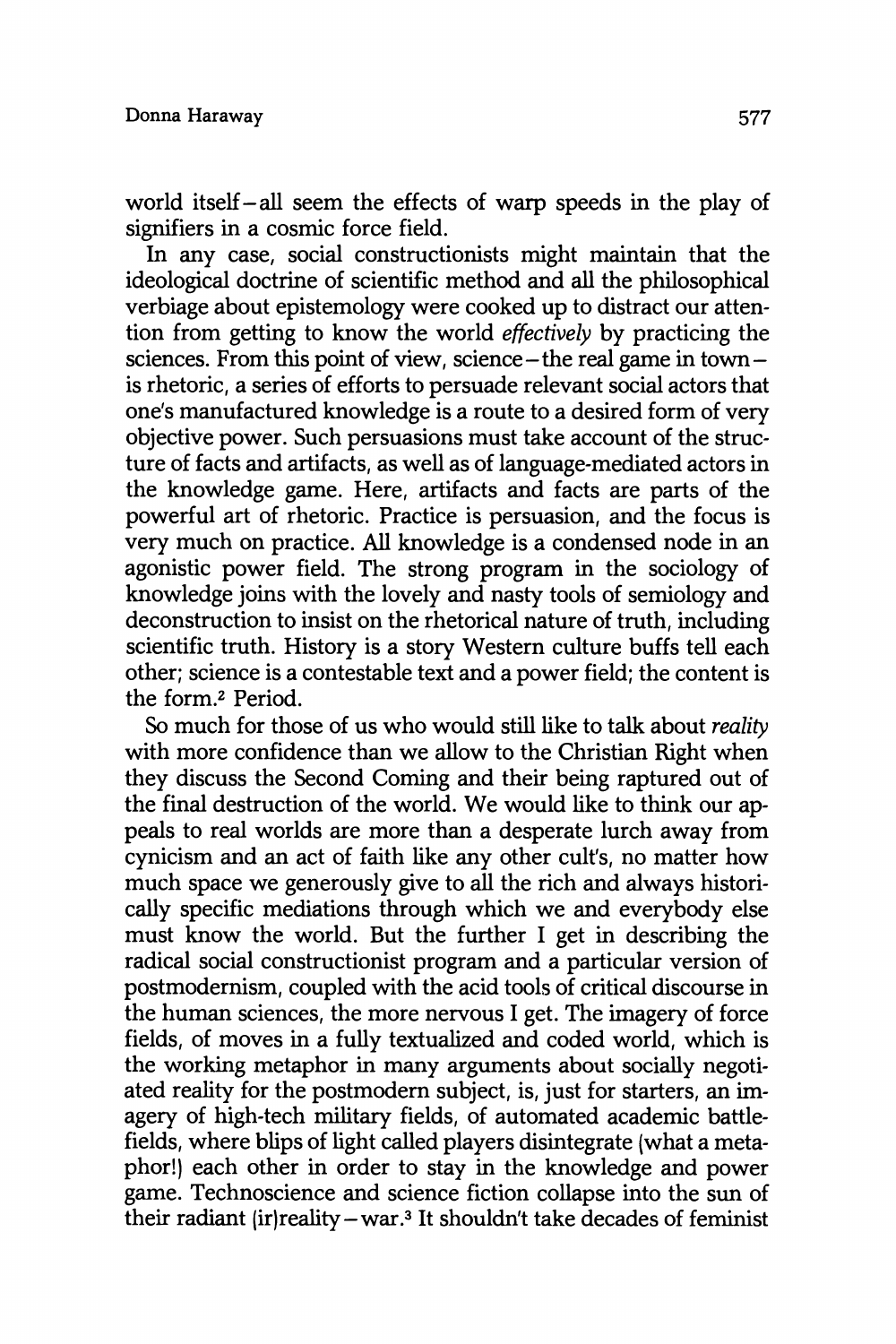world itself—all seem the effects of warp speeds in the play of signifiers in a cosmic force field.

In any case, social constructionists might maintain that the ideological doctrine of scientific method and all the philosophical verbiage about epistemology were cooked up to distract our attention from getting to know the world *effectively* by practicing the sciences. From this point of view, science—the real game in town—is rhetoric, a series of efforts to persuade relevant social actors that one's manufactured knowledge is a route to a desired form of very objective power. Such persuasions must take account of the structure of facts and artifacts, as well as of language-mediated actors in the knowledge game. Here, artifacts and facts are parts of the powerful art of rhetoric. Practice is persuasion, and the focus is very much on practice. All knowledge is a condensed node in an agonistic power field. The strong program in the sociology of knowledge joins with the lovely and nasty tools of semiology and deconstruction to insist on the rhetorical nature of truth, including scientific truth. History is a story Western culture buffs tell each other; science is a contestable text and a power field; the content is the form.[2] Period.

So much for those of us who would still like to talk about *reality* with more confidence than we allow to the Christian Right when they discuss the Second Coming and their being raptured out of the final destruction of the world. We would like to think our appeals to real worlds are more than a desperate lurch away from cynicism and an act of faith like any other cult's, no matter how much space we generously give to all the rich and always historically specific mediations through which we and everybody else must know the world. But the further I get in describing the radical social constructionist program and a particular version of postmodernism, coupled with the acid tools of critical discourse in the human sciences, the more nervous I get. The imagery of force fields, of moves in a fully textualized and coded world, which is the working metaphor in many arguments about socially negotiated reality for the postmodern subject, is, just for starters, an imagery of high-tech military fields, of automated academic battlefields, where blips of light called players disintegrate (what a metaphor!) each other in order to stay in the knowledge and power game. Technoscience and science fiction collapse into the sun of their radiant (ir)reality—war.[3] It shouldn't take decades of feminist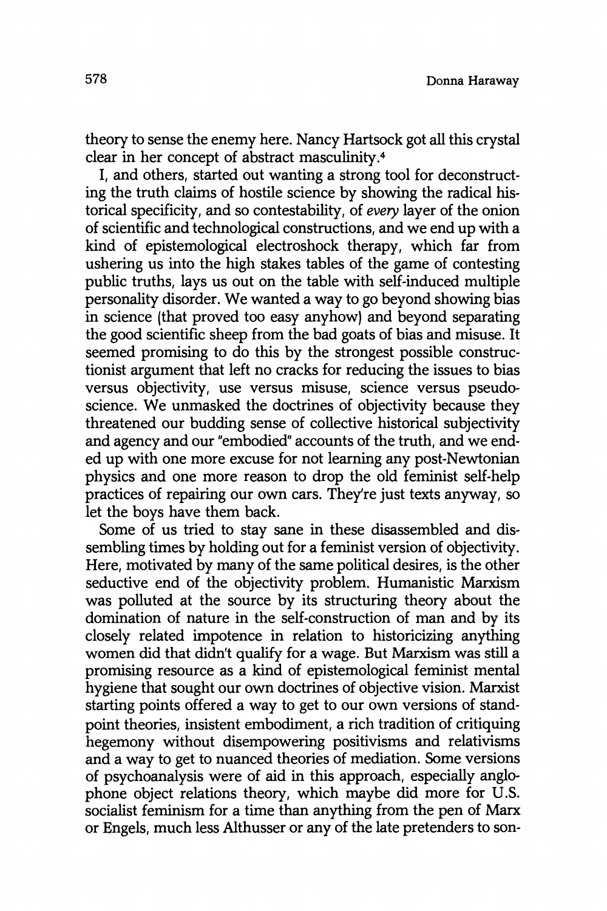theory to sense the enemy here. Nancy Hartsock got all this crystal clear in her concept of abstract masculinity.[4]

I, and others, started out wanting a strong tool for deconstructing the truth claims of hostile science by showing the radical historical specificity, and so contestability, of *every* layer of the onion of scientific and technological constructions, and we end up with a kind of epistemological electroshock therapy, which far from ushering us into the high stakes tables of the game of contesting public truths, lays us out on the table with self-induced multiple personality disorder. We wanted a way to go beyond showing bias in science (that proved too easy anyhow) and beyond separating the good scientific sheep from the bad goats of bias and misuse. It seemed promising to do this by the strongest possible constructionist argument that left no cracks for reducing the issues to bias versus objectivity, use versus misuse, science versus pseudoscience. We unmasked the doctrines of objectivity because they threatened our budding sense of collective historical subjectivity and agency and our "embodied" accounts of the truth, and we ended up with one more excuse for not learning any post-Newtonian physics and one more reason to drop the old feminist self-help practices of repairing our own cars. They're just texts anyway, so let the boys have them back.

Some of us tried to stay sane in these disassembled and dissembling times by holding out for a feminist version of objectivity. Here, motivated by many of the same political desires, is the other seductive end of the objectivity problem. Humanistic Marxism was polluted at the source by its structuring theory about the domination of nature in the self-construction of man and by its closely related impotence in relation to historicizing anything women did that didn't qualify for a wage. But Marxism was still a promising resource as a kind of epistemological feminist mental hygiene that sought our own doctrines of objective vision. Marxist starting points offered a way to get to our own versions of standpoint theories, insistent embodiment, a rich tradition of critiquing hegemony without disempowering positivisms and relativisms and a way to get to nuanced theories of mediation. Some versions of psychoanalysis were of aid in this approach, especially anglophone object relations theory, which maybe did more for U.S. socialist feminism for a time than anything from the pen of Marx or Engels, much less Althusser or any of the late pretenders to son-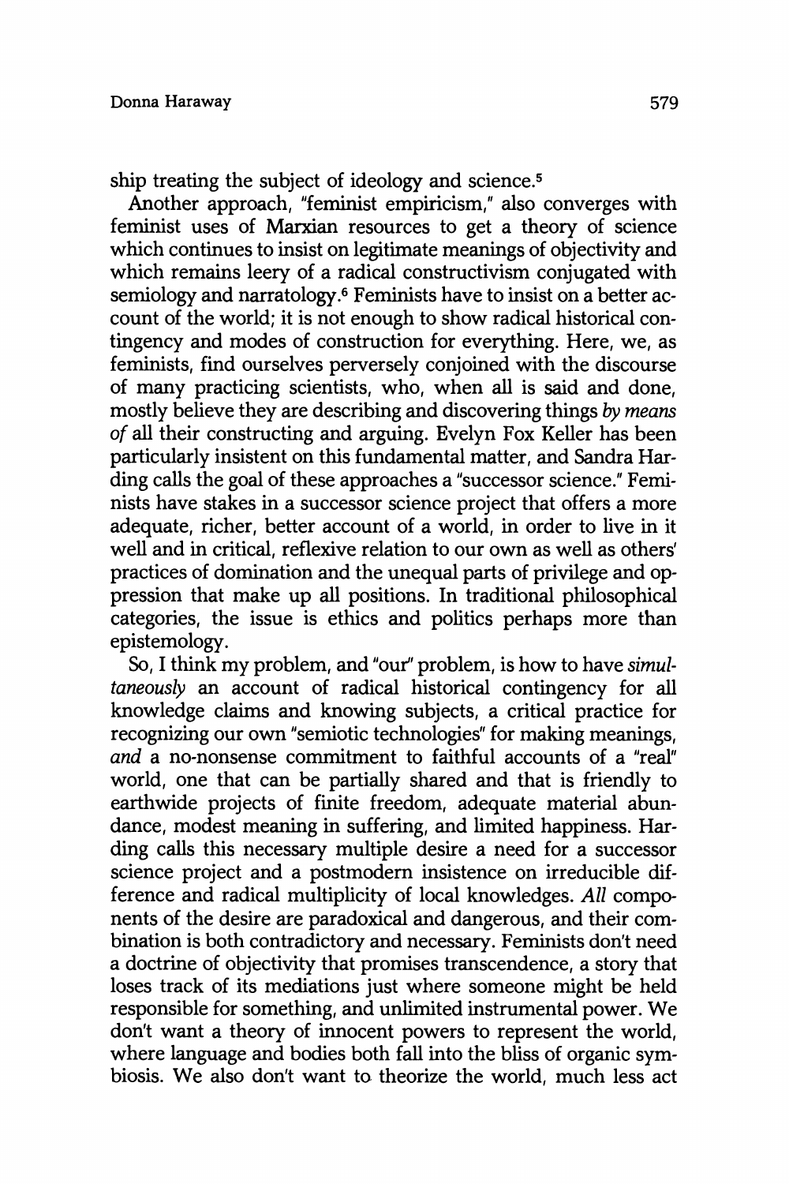ship treating the subject of ideology and science.[5]

Another approach, "feminist empiricism," also converges with feminist uses of Marxian resources to get a theory of science which continues to insist on legitimate meanings of objectivity and which remains leery of a radical constructivism conjugated with semiology and narratology.[6] Feminists have to insist on a better account of the world; it is not enough to show radical historical contingency and modes of construction for everything. Here, we, as feminists, find ourselves perversely conjoined with the discourse of many practicing scientists, who, when all is said and done, mostly believe they are describing and discovering things *by means of* all their constructing and arguing. Evelyn Fox Keller has been particularly insistent on this fundamental matter, and Sandra Harding calls the goal of these approaches a "successor science." Feminists have stakes in a successor science project that offers a more adequate, richer, better account of a world, in order to live in it well and in critical, reflexive relation to our own as well as others' practices of domination and the unequal parts of privilege and oppression that make up all positions. In traditional philosophical categories, the issue is ethics and politics perhaps more than epistemology.

So, I think my problem, and "our" problem, is how to have *simultaneously* an account of radical historical contingency for all knowledge claims and knowing subjects, a critical practice for recognizing our own "semiotic technologies" for making meanings, *and* a no-nonsense commitment to faithful accounts of a "real" world, one that can be partially shared and that is friendly to earthwide projects of finite freedom, adequate material abundance, modest meaning in suffering, and limited happiness. Harding calls this necessary multiple desire a need for a successor science project and a postmodern insistence on irreducible difference and radical multiplicity of local knowledges. *All* components of the desire are paradoxical and dangerous, and their combination is both contradictory and necessary. Feminists don't need a doctrine of objectivity that promises transcendence, a story that loses track of its mediations just where someone might be held responsible for something, and unlimited instrumental power. We don't want a theory of innocent powers to represent the world, where language and bodies both fall into the bliss of organic symbiosis. We also don't want to theorize the world, much less act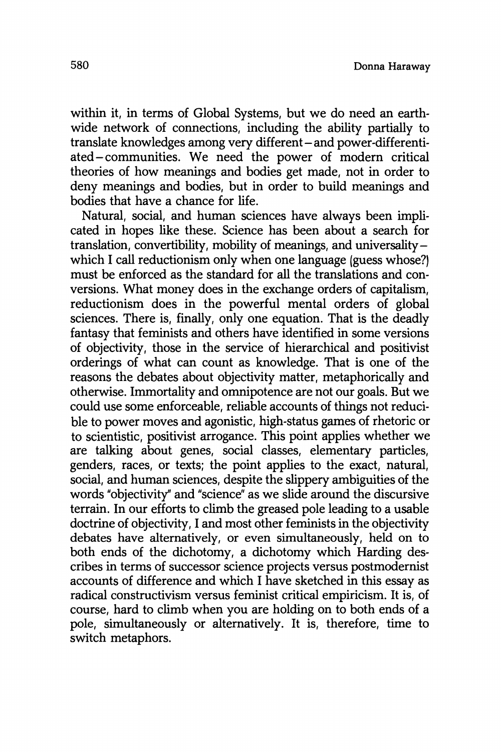within it, in terms of Global Systems, but we do need an earth-wide network of connections, including the ability partially to translate knowledges among very different – and power-differentiated – communities. We need the power of modern critical theories of how meanings and bodies get made, not in order to deny meanings and bodies, but in order to build meanings and bodies that have a chance for life.

Natural, social, and human sciences have always been implicated in hopes like these. Science has been about a search for translation, convertibility, mobility of meanings, and universality – which I call reductionism only when one language (guess whose?) must be enforced as the standard for all the translations and conversions. What money does in the exchange orders of capitalism, reductionism does in the powerful mental orders of global sciences. There is, finally, only one equation. That is the deadly fantasy that feminists and others have identified in some versions of objectivity, those in the service of hierarchical and positivist orderings of what can count as knowledge. That is one of the reasons the debates about objectivity matter, metaphorically and otherwise. Immortality and omnipotence are not our goals. But we could use some enforceable, reliable accounts of things not reducible to power moves and agonistic, high-status games of rhetoric or to scientistic, positivist arrogance. This point applies whether we are talking about genes, social classes, elementary particles, genders, races, or texts; the point applies to the exact, natural, social, and human sciences, despite the slippery ambiguities of the words "objectivity" and "science" as we slide around the discursive terrain. In our efforts to climb the greased pole leading to a usable doctrine of objectivity, I and most other feminists in the objectivity debates have alternatively, or even simultaneously, held on to both ends of the dichotomy, a dichotomy which Harding describes in terms of successor science projects versus postmodernist accounts of difference and which I have sketched in this essay as radical constructivism versus feminist critical empiricism. It is, of course, hard to climb when you are holding on to both ends of a pole, simultaneously or alternatively. It is, therefore, time to switch metaphors.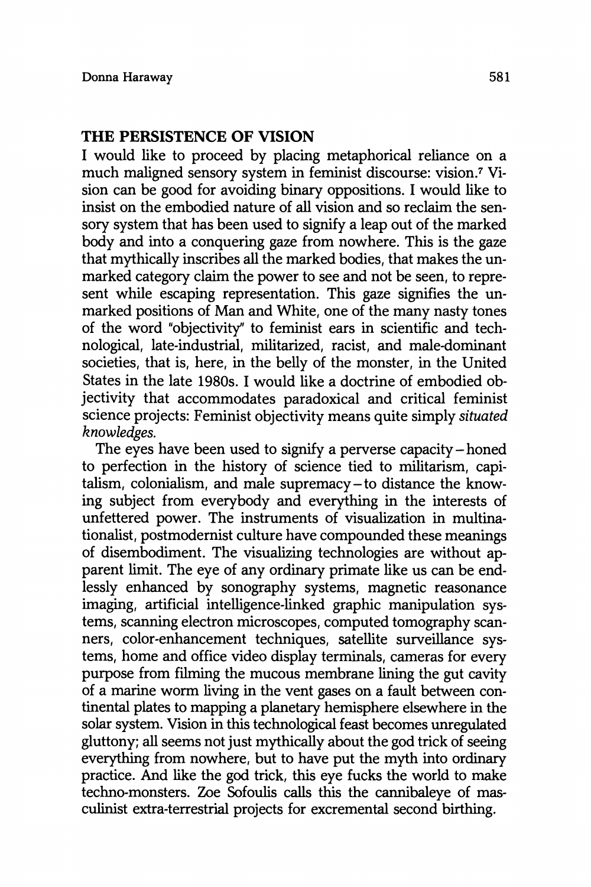## THE PERSISTENCE OF VISION

I would like to proceed by placing metaphorical reliance on a much maligned sensory system in feminist discourse: vision.[7] Vision can be good for avoiding binary oppositions. I would like to insist on the embodied nature of all vision and so reclaim the sensory system that has been used to signify a leap out of the marked body and into a conquering gaze from nowhere. This is the gaze that mythically inscribes all the marked bodies, that makes the unmarked category claim the power to see and not be seen, to represent while escaping representation. This gaze signifies the unmarked positions of Man and White, one of the many nasty tones of the word "objectivity" to feminist ears in scientific and technological, late-industrial, militarized, racist, and male-dominant societies, that is, here, in the belly of the monster, in the United States in the late 1980s. I would like a doctrine of embodied objectivity that accommodates paradoxical and critical feminist science projects: Feminist objectivity means quite simply *situated knowledges.*

The eyes have been used to signify a perverse capacity – honed to perfection in the history of science tied to militarism, capitalism, colonialism, and male supremacy – to distance the knowing subject from everybody and everything in the interests of unfettered power. The instruments of visualization in multinationalist, postmodernist culture have compounded these meanings of disembodiment. The visualizing technologies are without apparent limit. The eye of any ordinary primate like us can be endlessly enhanced by sonography systems, magnetic reasonance imaging, artificial intelligence-linked graphic manipulation systems, scanning electron microscopes, computed tomography scanners, color-enhancement techniques, satellite surveillance systems, home and office video display terminals, cameras for every purpose from filming the mucous membrane lining the gut cavity of a marine worm living in the vent gases on a fault between continental plates to mapping a planetary hemisphere elsewhere in the solar system. Vision in this technological feast becomes unregulated gluttony; all seems not just mythically about the god trick of seeing everything from nowhere, but to have put the myth into ordinary practice. And like the god trick, this eye fucks the world to make techno-monsters. Zoe Sofoulis calls this the cannibaleye of masculinist extra-terrestrial projects for excremental second birthing.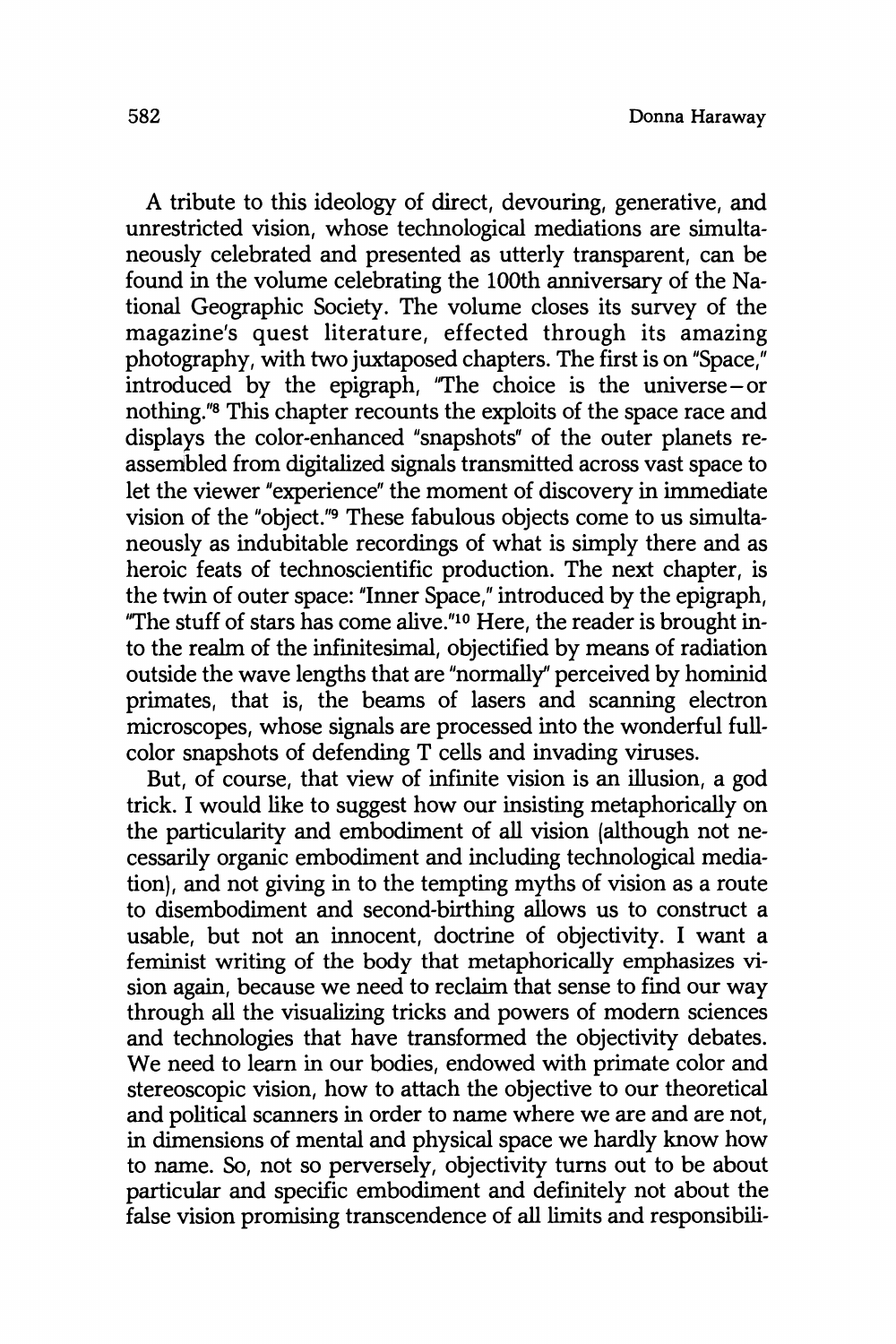A tribute to this ideology of direct, devouring, generative, and unrestricted vision, whose technological mediations are simultaneously celebrated and presented as utterly transparent, can be found in the volume celebrating the 100th anniversary of the National Geographic Society. The volume closes its survey of the magazine's quest literature, effected through its amazing photography, with two juxtaposed chapters. The first is on "Space," introduced by the epigraph, "The choice is the universe–or nothing."[8] This chapter recounts the exploits of the space race and displays the color-enhanced "snapshots" of the outer planets reassembled from digitalized signals transmitted across vast space to let the viewer "experience" the moment of discovery in immediate vision of the "object."[9] These fabulous objects come to us simultaneously as indubitable recordings of what is simply there and as heroic feats of technoscientific production. The next chapter, is the twin of outer space: "Inner Space," introduced by the epigraph, "The stuff of stars has come alive."[10] Here, the reader is brought into the realm of the infinitesimal, objectified by means of radiation outside the wave lengths that are "normally" perceived by hominid primates, that is, the beams of lasers and scanning electron microscopes, whose signals are processed into the wonderful full-color snapshots of defending T cells and invading viruses.

But, of course, that view of infinite vision is an illusion, a god trick. I would like to suggest how our insisting metaphorically on the particularity and embodiment of all vision (although not necessarily organic embodiment and including technological mediation), and not giving in to the tempting myths of vision as a route to disembodiment and second-birthing allows us to construct a usable, but not an innocent, doctrine of objectivity. I want a feminist writing of the body that metaphorically emphasizes vision again, because we need to reclaim that sense to find our way through all the visualizing tricks and powers of modern sciences and technologies that have transformed the objectivity debates. We need to learn in our bodies, endowed with primate color and stereoscopic vision, how to attach the objective to our theoretical and political scanners in order to name where we are and are not, in dimensions of mental and physical space we hardly know how to name. So, not so perversely, objectivity turns out to be about particular and specific embodiment and definitely not about the false vision promising transcendence of all limits and responsibili-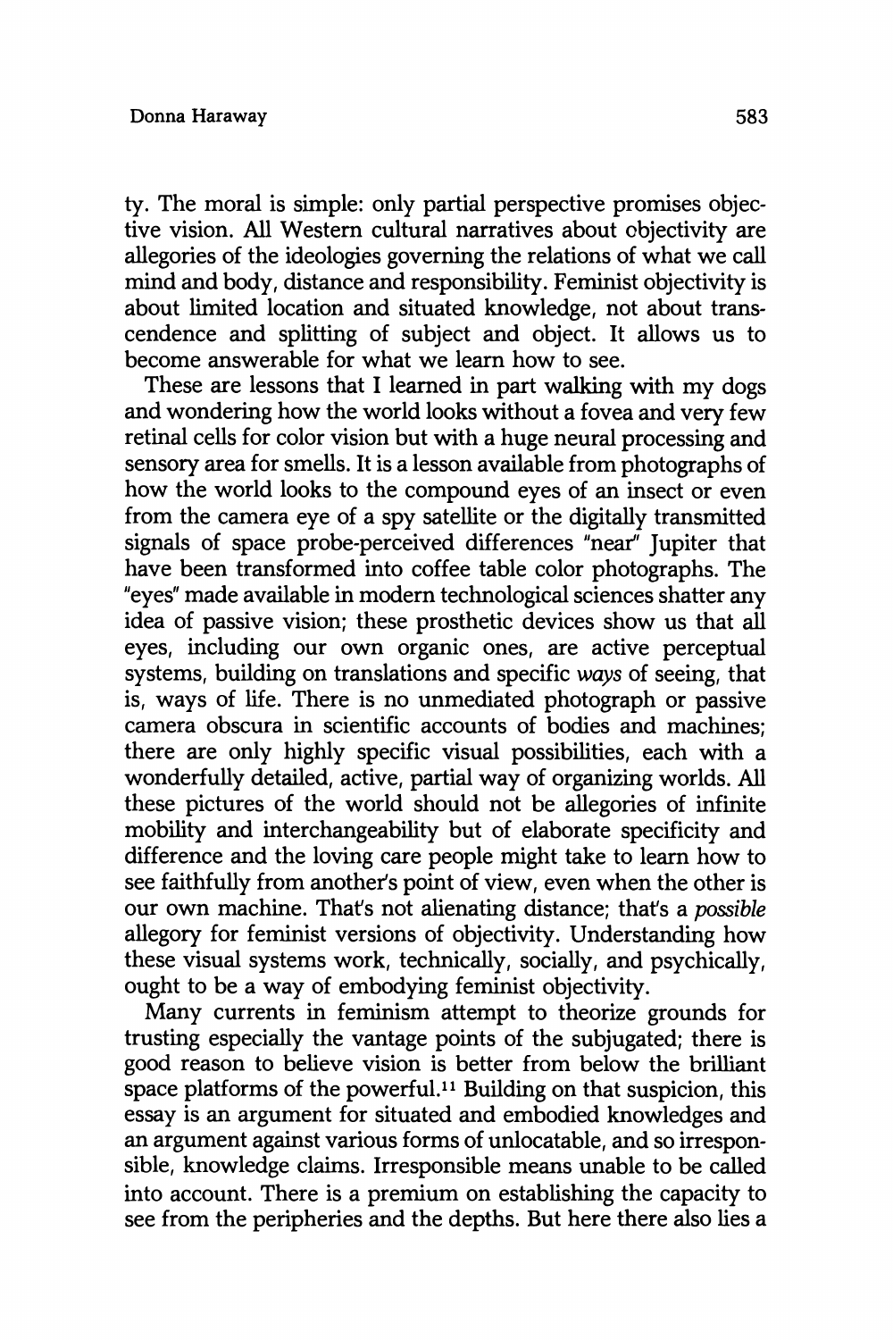ty. The moral is simple: only partial perspective promises objective vision. All Western cultural narratives about objectivity are allegories of the ideologies governing the relations of what we call mind and body, distance and responsibility. Feminist objectivity is about limited location and situated knowledge, not about transcendence and splitting of subject and object. It allows us to become answerable for what we learn how to see.

These are lessons that I learned in part walking with my dogs and wondering how the world looks without a fovea and very few retinal cells for color vision but with a huge neural processing and sensory area for smells. It is a lesson available from photographs of how the world looks to the compound eyes of an insect or even from the camera eye of a spy satellite or the digitally transmitted signals of space probe-perceived differences "near" Jupiter that have been transformed into coffee table color photographs. The "eyes" made available in modern technological sciences shatter any idea of passive vision; these prosthetic devices show us that all eyes, including our own organic ones, are active perceptual systems, building on translations and specific *ways* of seeing, that is, ways of life. There is no unmediated photograph or passive camera obscura in scientific accounts of bodies and machines; there are only highly specific visual possibilities, each with a wonderfully detailed, active, partial way of organizing worlds. All these pictures of the world should not be allegories of infinite mobility and interchangeability but of elaborate specificity and difference and the loving care people might take to learn how to see faithfully from another's point of view, even when the other is our own machine. That's not alienating distance; that's a *possible* allegory for feminist versions of objectivity. Understanding how these visual systems work, technically, socially, and psychically, ought to be a way of embodying feminist objectivity.

Many currents in feminism attempt to theorize grounds for trusting especially the vantage points of the subjugated; there is good reason to believe vision is better from below the brilliant space platforms of the powerful.[11] Building on that suspicion, this essay is an argument for situated and embodied knowledges and an argument against various forms of unlocatable, and so irresponsible, knowledge claims. Irresponsible means unable to be called into account. There is a premium on establishing the capacity to see from the peripheries and the depths. But here there also lies a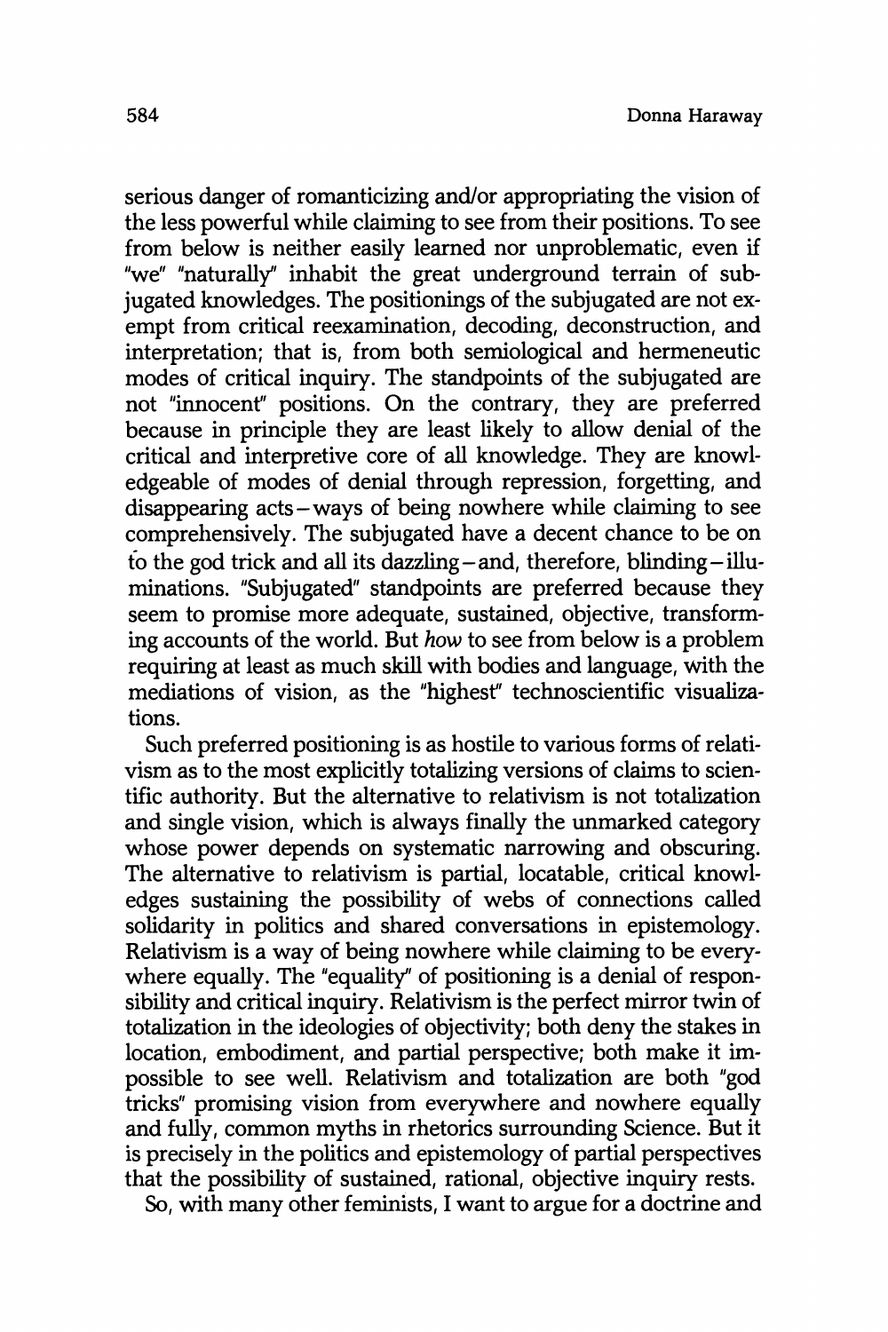serious danger of romanticizing and/or appropriating the vision of the less powerful while claiming to see from their positions. To see from below is neither easily learned nor unproblematic, even if "we" "naturally" inhabit the great underground terrain of subjugated knowledges. The positionings of the subjugated are not exempt from critical reexamination, decoding, deconstruction, and interpretation; that is, from both semiological and hermeneutic modes of critical inquiry. The standpoints of the subjugated are not "innocent" positions. On the contrary, they are preferred because in principle they are least likely to allow denial of the critical and interpretive core of all knowledge. They are knowledgeable of modes of denial through repression, forgetting, and disappearing acts – ways of being nowhere while claiming to see comprehensively. The subjugated have a decent chance to be on to the god trick and all its dazzling – and, therefore, blinding – illuminations. "Subjugated" standpoints are preferred because they seem to promise more adequate, sustained, objective, transforming accounts of the world. But *how* to see from below is a problem requiring at least as much skill with bodies and language, with the mediations of vision, as the "highest" technoscientific visualizations.

Such preferred positioning is as hostile to various forms of relativism as to the most explicitly totalizing versions of claims to scientific authority. But the alternative to relativism is not totalization and single vision, which is always finally the unmarked category whose power depends on systematic narrowing and obscuring. The alternative to relativism is partial, locatable, critical knowledges sustaining the possibility of webs of connections called solidarity in politics and shared conversations in epistemology. Relativism is a way of being nowhere while claiming to be everywhere equally. The "equality" of positioning is a denial of responsibility and critical inquiry. Relativism is the perfect mirror twin of totalization in the ideologies of objectivity; both deny the stakes in location, embodiment, and partial perspective; both make it impossible to see well. Relativism and totalization are both "god tricks" promising vision from everywhere and nowhere equally and fully, common myths in rhetorics surrounding Science. But it is precisely in the politics and epistemology of partial perspectives that the possibility of sustained, rational, objective inquiry rests.

So, with many other feminists, I want to argue for a doctrine and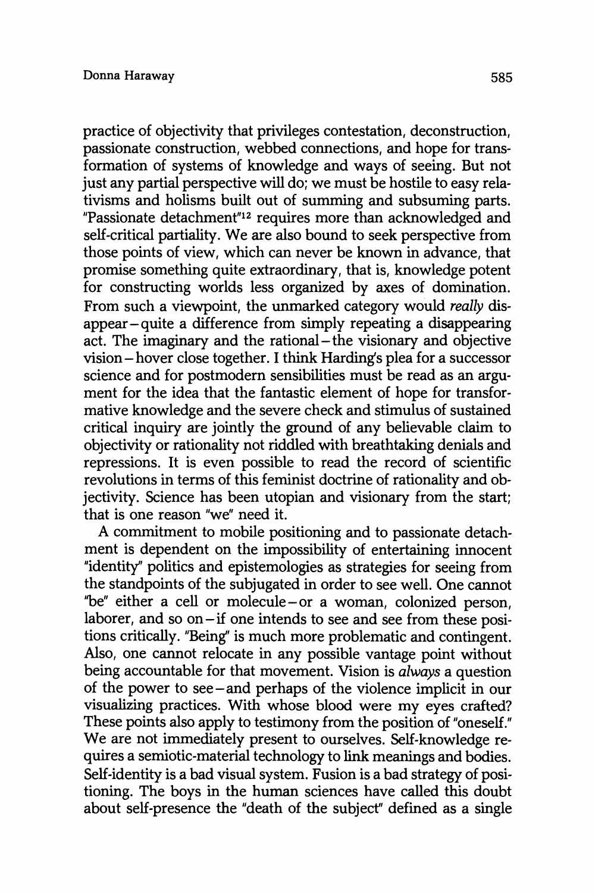practice of objectivity that privileges contestation, deconstruction, passionate construction, webbed connections, and hope for transformation of systems of knowledge and ways of seeing. But not just any partial perspective will do; we must be hostile to easy relativisms and holisms built out of summing and subsuming parts. "Passionate detachment"[12] requires more than acknowledged and self-critical partiality. We are also bound to seek perspective from those points of view, which can never be known in advance, that promise something quite extraordinary, that is, knowledge potent for constructing worlds less organized by axes of domination. From such a viewpoint, the unmarked category would *really* disappear – quite a difference from simply repeating a disappearing act. The imaginary and the rational – the visionary and objective vision – hover close together. I think Harding's plea for a successor science and for postmodern sensibilities must be read as an argument for the idea that the fantastic element of hope for transformative knowledge and the severe check and stimulus of sustained critical inquiry are jointly the ground of any believable claim to objectivity or rationality not riddled with breathtaking denials and repressions. It is even possible to read the record of scientific revolutions in terms of this feminist doctrine of rationality and objectivity. Science has been utopian and visionary from the start; that is one reason "we" need it.

A commitment to mobile positioning and to passionate detachment is dependent on the impossibility of entertaining innocent "identity" politics and epistemologies as strategies for seeing from the standpoints of the subjugated in order to see well. One cannot "be" either a cell or molecule – or a woman, colonized person, laborer, and so on – if one intends to see and see from these positions critically. "Being" is much more problematic and contingent. Also, one cannot relocate in any possible vantage point without being accountable for that movement. Vision is *always* a question of the power to see – and perhaps of the violence implicit in our visualizing practices. With whose blood were my eyes crafted? These points also apply to testimony from the position of "oneself." We are not immediately present to ourselves. Self-knowledge requires a semiotic-material technology to link meanings and bodies. Self-identity is a bad visual system. Fusion is a bad strategy of positioning. The boys in the human sciences have called this doubt about self-presence the "death of the subject" defined as a single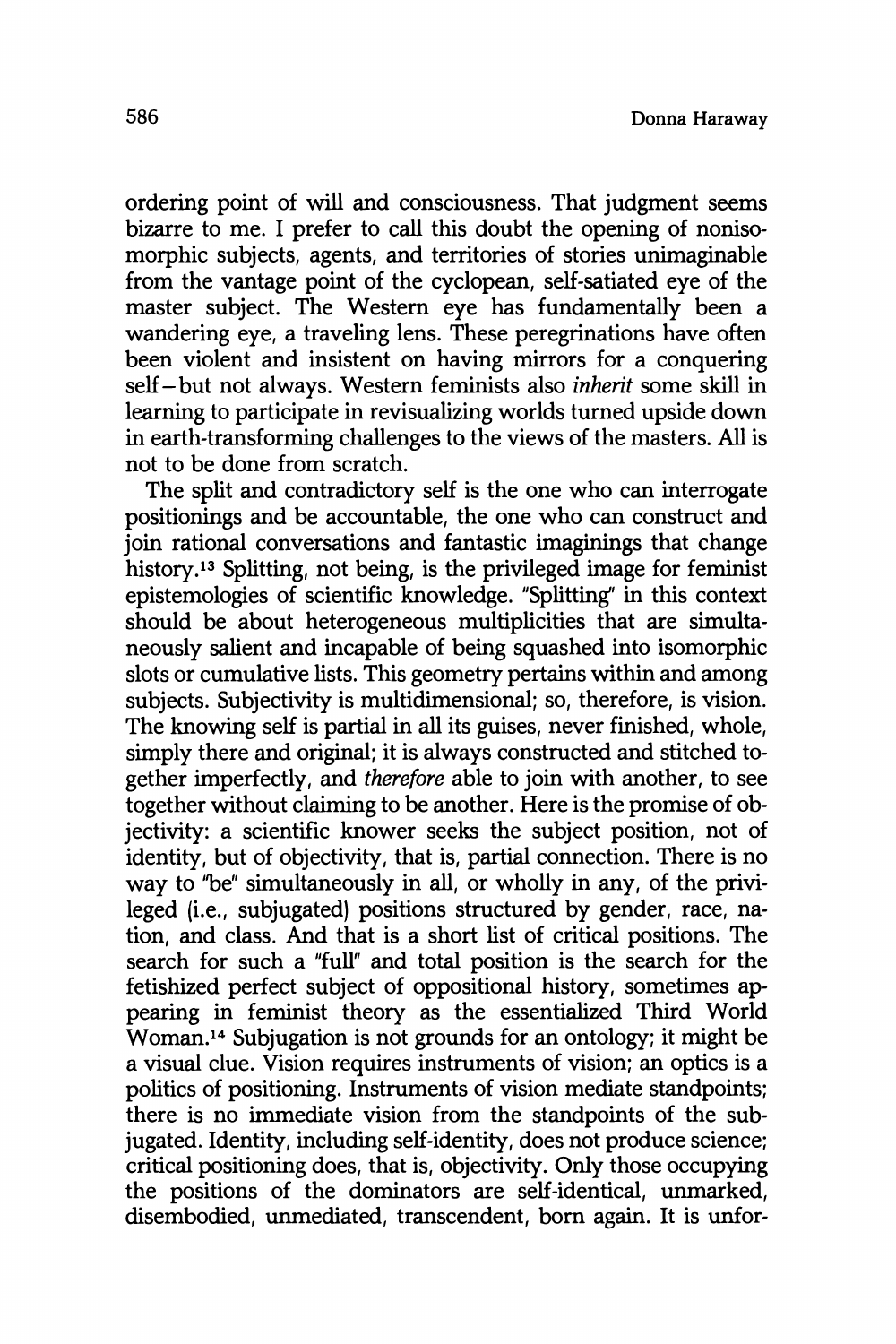ordering point of will and consciousness. That judgment seems bizarre to me. I prefer to call this doubt the opening of nonisomorphic subjects, agents, and territories of stories unimaginable from the vantage point of the cyclopean, self-satiated eye of the master subject. The Western eye has fundamentally been a wandering eye, a traveling lens. These peregrinations have often been violent and insistent on having mirrors for a conquering self—but not always. Western feminists also *inherit* some skill in learning to participate in revisualizing worlds turned upside down in earth-transforming challenges to the views of the masters. All is not to be done from scratch.

The split and contradictory self is the one who can interrogate positionings and be accountable, the one who can construct and join rational conversations and fantastic imaginings that change history.[13] Splitting, not being, is the privileged image for feminist epistemologies of scientific knowledge. "Splitting" in this context should be about heterogeneous multiplicities that are simultaneously salient and incapable of being squashed into isomorphic slots or cumulative lists. This geometry pertains within and among subjects. Subjectivity is multidimensional; so, therefore, is vision. The knowing self is partial in all its guises, never finished, whole, simply there and original; it is always constructed and stitched together imperfectly, and *therefore* able to join with another, to see together without claiming to be another. Here is the promise of objectivity: a scientific knower seeks the subject position, not of identity, but of objectivity, that is, partial connection. There is no way to "be" simultaneously in all, or wholly in any, of the privileged (i.e., subjugated) positions structured by gender, race, nation, and class. And that is a short list of critical positions. The search for such a "full" and total position is the search for the fetishized perfect subject of oppositional history, sometimes appearing in feminist theory as the essentialized Third World Woman.[14] Subjugation is not grounds for an ontology; it might be a visual clue. Vision requires instruments of vision; an optics is a politics of positioning. Instruments of vision mediate standpoints; there is no immediate vision from the standpoints of the subjugated. Identity, including self-identity, does not produce science; critical positioning does, that is, objectivity. Only those occupying the positions of the dominators are self-identical, unmarked, disembodied, unmediated, transcendent, born again. It is unfor-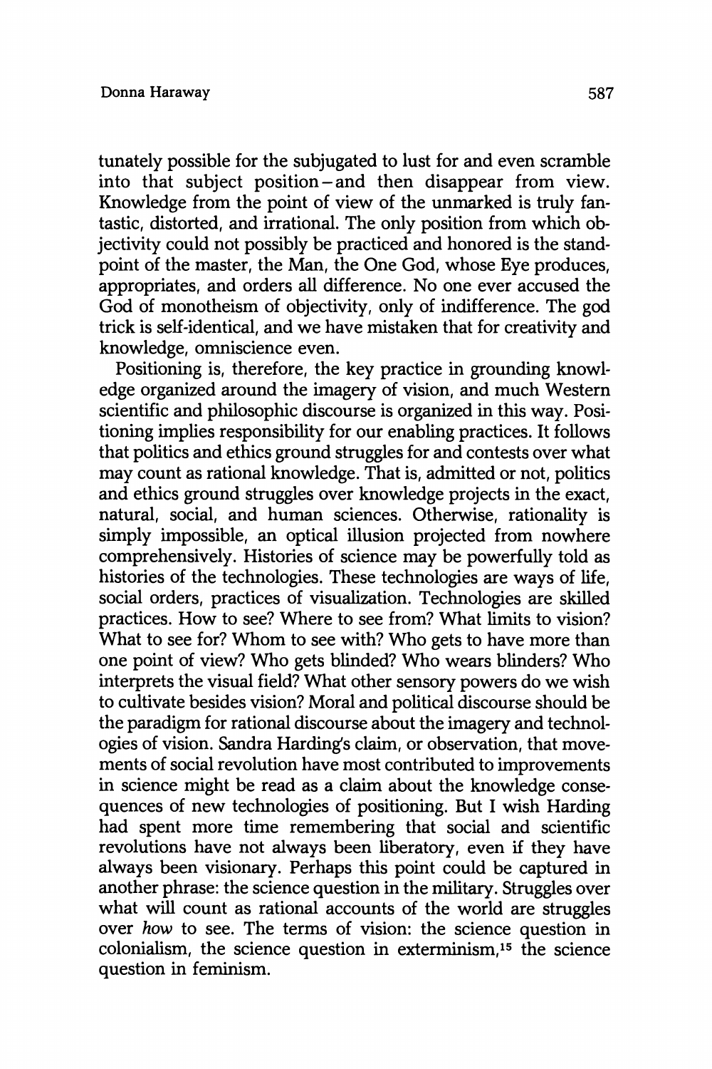tunately possible for the subjugated to lust for and even scramble into that subject position—and then disappear from view. Knowledge from the point of view of the unmarked is truly fantastic, distorted, and irrational. The only position from which objectivity could not possibly be practiced and honored is the standpoint of the master, the Man, the One God, whose Eye produces, appropriates, and orders all difference. No one ever accused the God of monotheism of objectivity, only of indifference. The god trick is self-identical, and we have mistaken that for creativity and knowledge, omniscience even.

Positioning is, therefore, the key practice in grounding knowledge organized around the imagery of vision, and much Western scientific and philosophic discourse is organized in this way. Positioning implies responsibility for our enabling practices. It follows that politics and ethics ground struggles for and contests over what may count as rational knowledge. That is, admitted or not, politics and ethics ground struggles over knowledge projects in the exact, natural, social, and human sciences. Otherwise, rationality is simply impossible, an optical illusion projected from nowhere comprehensively. Histories of science may be powerfully told as histories of the technologies. These technologies are ways of life, social orders, practices of visualization. Technologies are skilled practices. How to see? Where to see from? What limits to vision? What to see for? Whom to see with? Who gets to have more than one point of view? Who gets blinded? Who wears blinders? Who interprets the visual field? What other sensory powers do we wish to cultivate besides vision? Moral and political discourse should be the paradigm for rational discourse about the imagery and technologies of vision. Sandra Harding's claim, or observation, that movements of social revolution have most contributed to improvements in science might be read as a claim about the knowledge consequences of new technologies of positioning. But I wish Harding had spent more time remembering that social and scientific revolutions have not always been liberatory, even if they have always been visionary. Perhaps this point could be captured in another phrase: the science question in the military. Struggles over what will count as rational accounts of the world are struggles over *how* to see. The terms of vision: the science question in colonialism, the science question in exterminism,[15] the science question in feminism.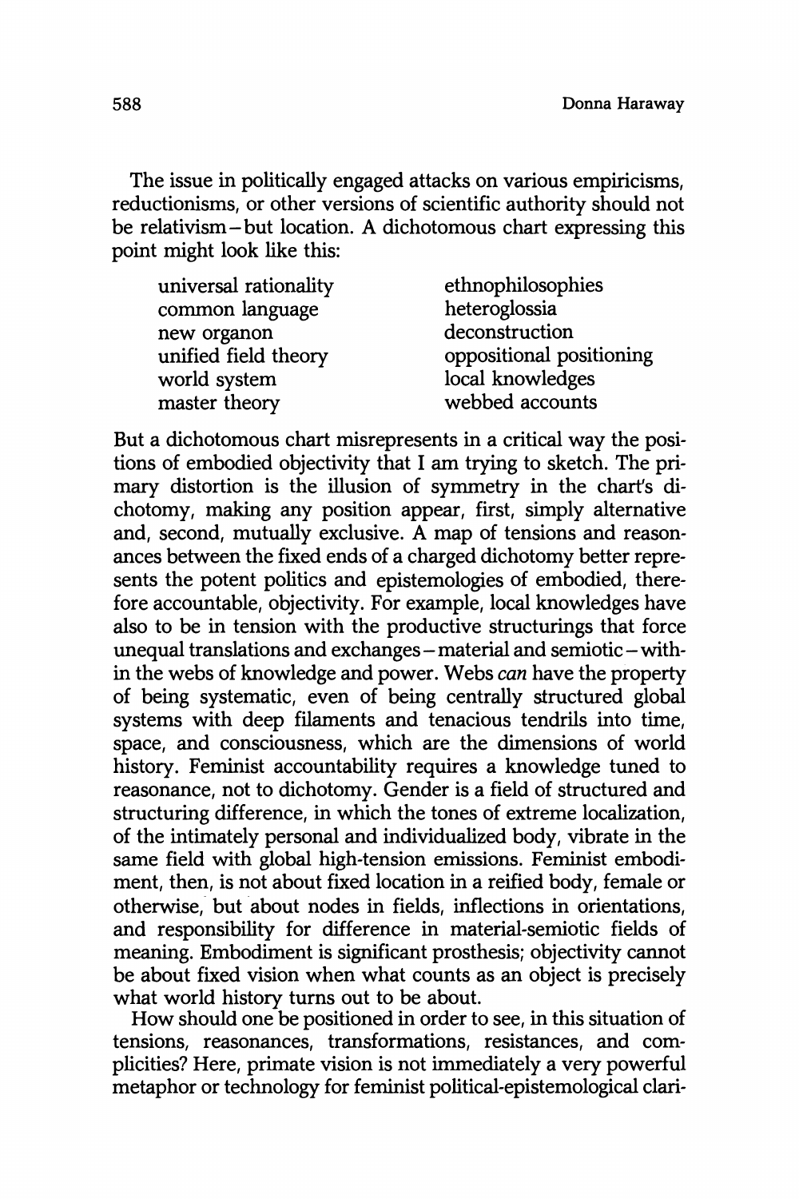The issue in politically engaged attacks on various empiricisms, reductionisms, or other versions of scientific authority should not be relativism – but location. A dichotomous chart expressing this point might look like this:

| | |
|---|---|
| universal rationality | ethnophilosophies |
| common language | heteroglossia |
| new organon | deconstruction |
| unified field theory | oppositional positioning |
| world system | local knowledges |
| master theory | webbed accounts |

But a dichotomous chart misrepresents in a critical way the positions of embodied objectivity that I am trying to sketch. The primary distortion is the illusion of symmetry in the chart's dichotomy, making any position appear, first, simply alternative and, second, mutually exclusive. A map of tensions and reasonances between the fixed ends of a charged dichotomy better represents the potent politics and epistemologies of embodied, therefore accountable, objectivity. For example, local knowledges have also to be in tension with the productive structurings that force unequal translations and exchanges – material and semiotic – within the webs of knowledge and power. Webs *can* have the property of being systematic, even of being centrally structured global systems with deep filaments and tenacious tendrils into time, space, and consciousness, which are the dimensions of world history. Feminist accountability requires a knowledge tuned to reasonance, not to dichotomy. Gender is a field of structured and structuring difference, in which the tones of extreme localization, of the intimately personal and individualized body, vibrate in the same field with global high-tension emissions. Feminist embodiment, then, is not about fixed location in a reified body, female or otherwise, but about nodes in fields, inflections in orientations, and responsibility for difference in material-semiotic fields of meaning. Embodiment is significant prosthesis; objectivity cannot be about fixed vision when what counts as an object is precisely what world history turns out to be about.

How should one be positioned in order to see, in this situation of tensions, reasonances, transformations, resistances, and complicities? Here, primate vision is not immediately a very powerful metaphor or technology for feminist political-epistemological clari-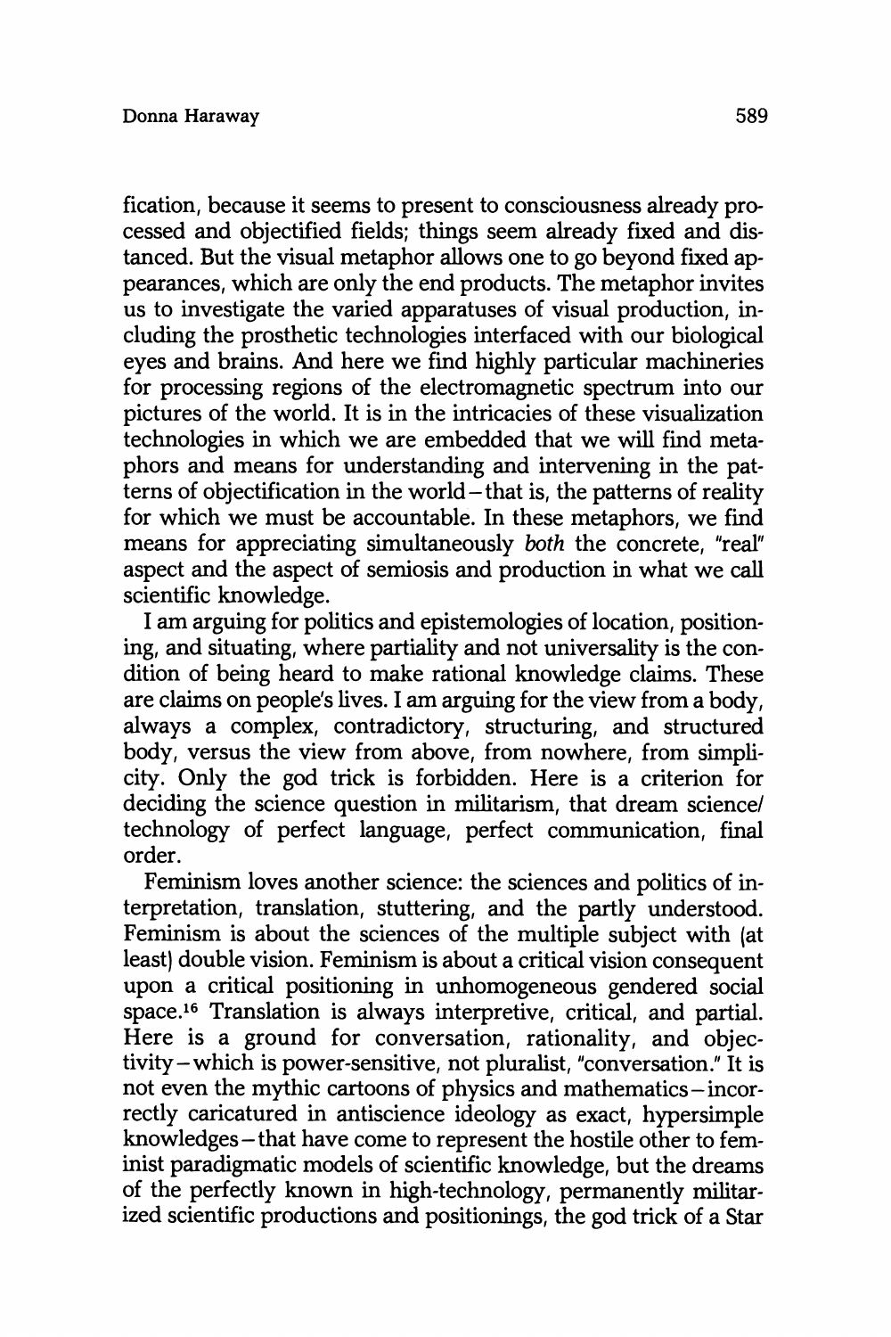fication, because it seems to present to consciousness already processed and objectified fields; things seem already fixed and distanced. But the visual metaphor allows one to go beyond fixed appearances, which are only the end products. The metaphor invites us to investigate the varied apparatuses of visual production, including the prosthetic technologies interfaced with our biological eyes and brains. And here we find highly particular machineries for processing regions of the electromagnetic spectrum into our pictures of the world. It is in the intricacies of these visualization technologies in which we are embedded that we will find metaphors and means for understanding and intervening in the patterns of objectification in the world – that is, the patterns of reality for which we must be accountable. In these metaphors, we find means for appreciating simultaneously *both* the concrete, "real" aspect and the aspect of semiosis and production in what we call scientific knowledge.

I am arguing for politics and epistemologies of location, positioning, and situating, where partiality and not universality is the condition of being heard to make rational knowledge claims. These are claims on people's lives. I am arguing for the view from a body, always a complex, contradictory, structuring, and structured body, versus the view from above, from nowhere, from simplicity. Only the god trick is forbidden. Here is a criterion for deciding the science question in militarism, that dream science/technology of perfect language, perfect communication, final order.

Feminism loves another science: the sciences and politics of interpretation, translation, stuttering, and the partly understood. Feminism is about the sciences of the multiple subject with (at least) double vision. Feminism is about a critical vision consequent upon a critical positioning in unhomogeneous gendered social space.[16] Translation is always interpretive, critical, and partial. Here is a ground for conversation, rationality, and objectivity – which is power-sensitive, not pluralist, "conversation." It is not even the mythic cartoons of physics and mathematics – incorrectly caricatured in antiscience ideology as exact, hypersimple knowledges – that have come to represent the hostile other to feminist paradigmatic models of scientific knowledge, but the dreams of the perfectly known in high-technology, permanently militarized scientific productions and positionings, the god trick of a Star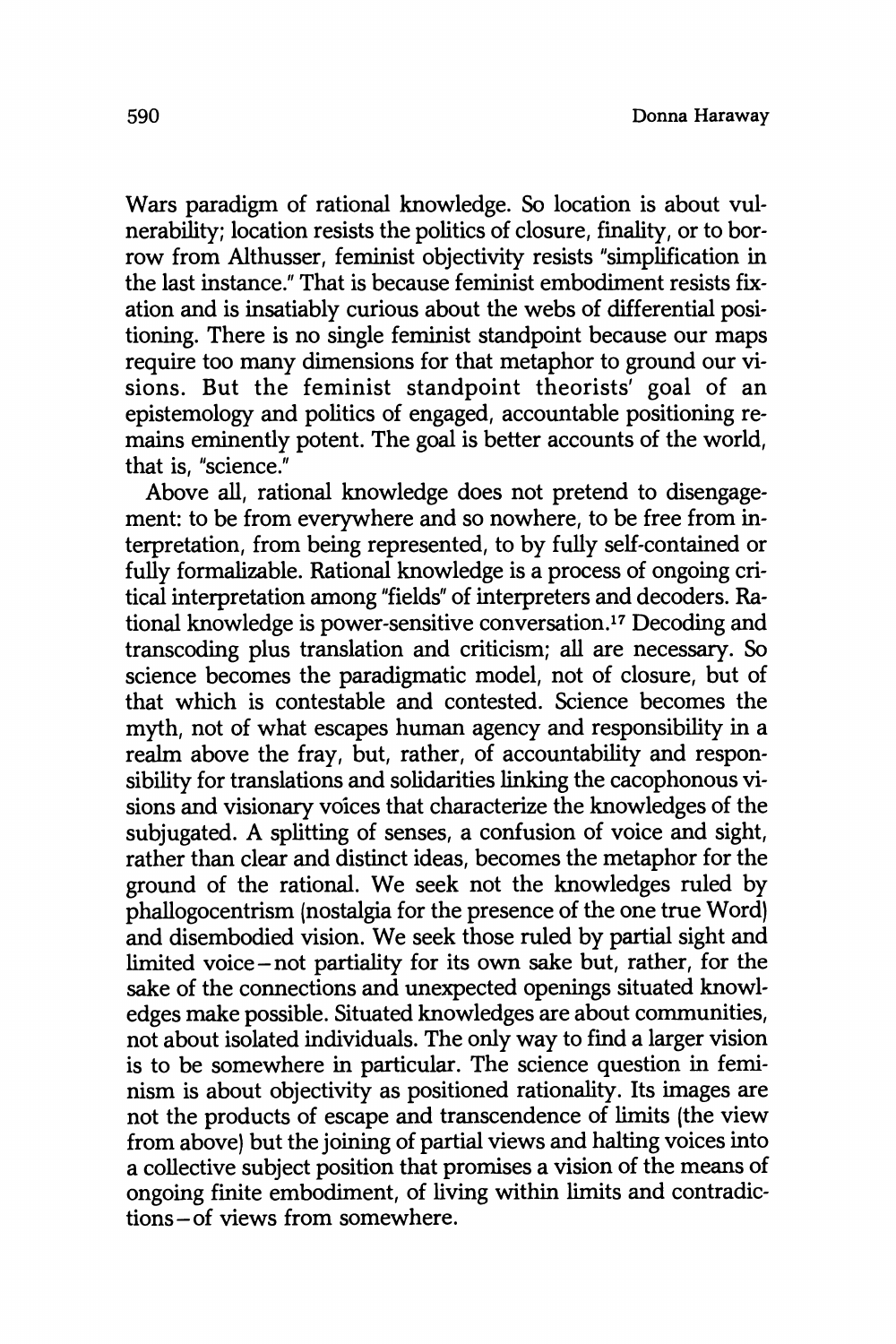Wars paradigm of rational knowledge. So location is about vulnerability; location resists the politics of closure, finality, or to borrow from Althusser, feminist objectivity resists "simplification in the last instance." That is because feminist embodiment resists fixation and is insatiably curious about the webs of differential positioning. There is no single feminist standpoint because our maps require too many dimensions for that metaphor to ground our visions. But the feminist standpoint theorists' goal of an epistemology and politics of engaged, accountable positioning remains eminently potent. The goal is better accounts of the world, that is, "science."

Above all, rational knowledge does not pretend to disengagement: to be from everywhere and so nowhere, to be free from interpretation, from being represented, to by fully self-contained or fully formalizable. Rational knowledge is a process of ongoing critical interpretation among "fields" of interpreters and decoders. Rational knowledge is power-sensitive conversation.[17] Decoding and transcoding plus translation and criticism; all are necessary. So science becomes the paradigmatic model, not of closure, but of that which is contestable and contested. Science becomes the myth, not of what escapes human agency and responsibility in a realm above the fray, but, rather, of accountability and responsibility for translations and solidarities linking the cacophonous visions and visionary voices that characterize the knowledges of the subjugated. A splitting of senses, a confusion of voice and sight, rather than clear and distinct ideas, becomes the metaphor for the ground of the rational. We seek not the knowledges ruled by phallogocentrism (nostalgia for the presence of the one true Word) and disembodied vision. We seek those ruled by partial sight and limited voice – not partiality for its own sake but, rather, for the sake of the connections and unexpected openings situated knowledges make possible. Situated knowledges are about communities, not about isolated individuals. The only way to find a larger vision is to be somewhere in particular. The science question in feminism is about objectivity as positioned rationality. Its images are not the products of escape and transcendence of limits (the view from above) but the joining of partial views and halting voices into a collective subject position that promises a vision of the means of ongoing finite embodiment, of living within limits and contradictions – of views from somewhere.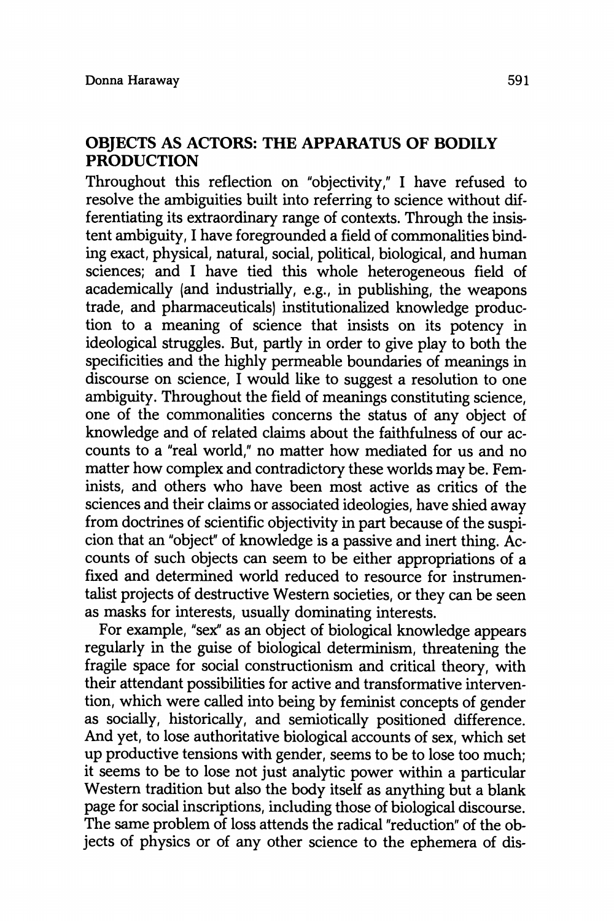## OBJECTS AS ACTORS: THE APPARATUS OF BODILY PRODUCTION

Throughout this reflection on "objectivity," I have refused to resolve the ambiguities built into referring to science without differentiating its extraordinary range of contexts. Through the insistent ambiguity, I have foregrounded a field of commonalities binding exact, physical, natural, social, political, biological, and human sciences; and I have tied this whole heterogeneous field of academically (and industrially, e.g., in publishing, the weapons trade, and pharmaceuticals) institutionalized knowledge production to a meaning of science that insists on its potency in ideological struggles. But, partly in order to give play to both the specificities and the highly permeable boundaries of meanings in discourse on science, I would like to suggest a resolution to one ambiguity. Throughout the field of meanings constituting science, one of the commonalities concerns the status of any object of knowledge and of related claims about the faithfulness of our accounts to a "real world," no matter how mediated for us and no matter how complex and contradictory these worlds may be. Feminists, and others who have been most active as critics of the sciences and their claims or associated ideologies, have shied away from doctrines of scientific objectivity in part because of the suspicion that an "object" of knowledge is a passive and inert thing. Accounts of such objects can seem to be either appropriations of a fixed and determined world reduced to resource for instrumentalist projects of destructive Western societies, or they can be seen as masks for interests, usually dominating interests.

For example, "sex" as an object of biological knowledge appears regularly in the guise of biological determinism, threatening the fragile space for social constructionism and critical theory, with their attendant possibilities for active and transformative intervention, which were called into being by feminist concepts of gender as socially, historically, and semiotically positioned difference. And yet, to lose authoritative biological accounts of sex, which set up productive tensions with gender, seems to be to lose too much; it seems to be to lose not just analytic power within a particular Western tradition but also the body itself as anything but a blank page for social inscriptions, including those of biological discourse. The same problem of loss attends the radical "reduction" of the objects of physics or of any other science to the ephemera of dis-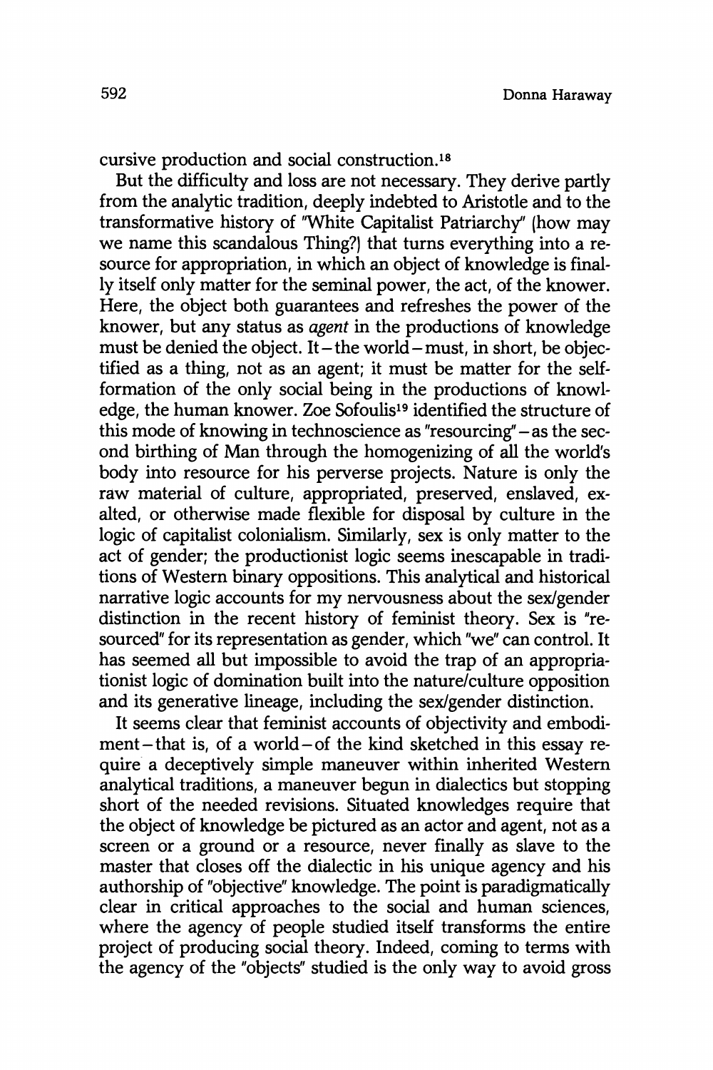cursive production and social construction.[18]

But the difficulty and loss are not necessary. They derive partly from the analytic tradition, deeply indebted to Aristotle and to the transformative history of "White Capitalist Patriarchy" (how may we name this scandalous Thing?) that turns everything into a resource for appropriation, in which an object of knowledge is finally itself only matter for the seminal power, the act, of the knower. Here, the object both guarantees and refreshes the power of the knower, but any status as *agent* in the productions of knowledge must be denied the object. It – the world – must, in short, be objectified as a thing, not as an agent; it must be matter for the self-formation of the only social being in the productions of knowledge, the human knower. Zoe Sofoulis[19] identified the structure of this mode of knowing in technoscience as "resourcing" – as the second birthing of Man through the homogenizing of all the world's body into resource for his perverse projects. Nature is only the raw material of culture, appropriated, preserved, enslaved, exalted, or otherwise made flexible for disposal by culture in the logic of capitalist colonialism. Similarly, sex is only matter to the act of gender; the productionist logic seems inescapable in traditions of Western binary oppositions. This analytical and historical narrative logic accounts for my nervousness about the sex/gender distinction in the recent history of feminist theory. Sex is "resourced" for its representation as gender, which "we" can control. It has seemed all but impossible to avoid the trap of an appropriationist logic of domination built into the nature/culture opposition and its generative lineage, including the sex/gender distinction.

It seems clear that feminist accounts of objectivity and embodiment – that is, of a world – of the kind sketched in this essay require a deceptively simple maneuver within inherited Western analytical traditions, a maneuver begun in dialectics but stopping short of the needed revisions. Situated knowledges require that the object of knowledge be pictured as an actor and agent, not as a screen or a ground or a resource, never finally as slave to the master that closes off the dialectic in his unique agency and his authorship of "objective" knowledge. The point is paradigmatically clear in critical approaches to the social and human sciences, where the agency of people studied itself transforms the entire project of producing social theory. Indeed, coming to terms with the agency of the "objects" studied is the only way to avoid gross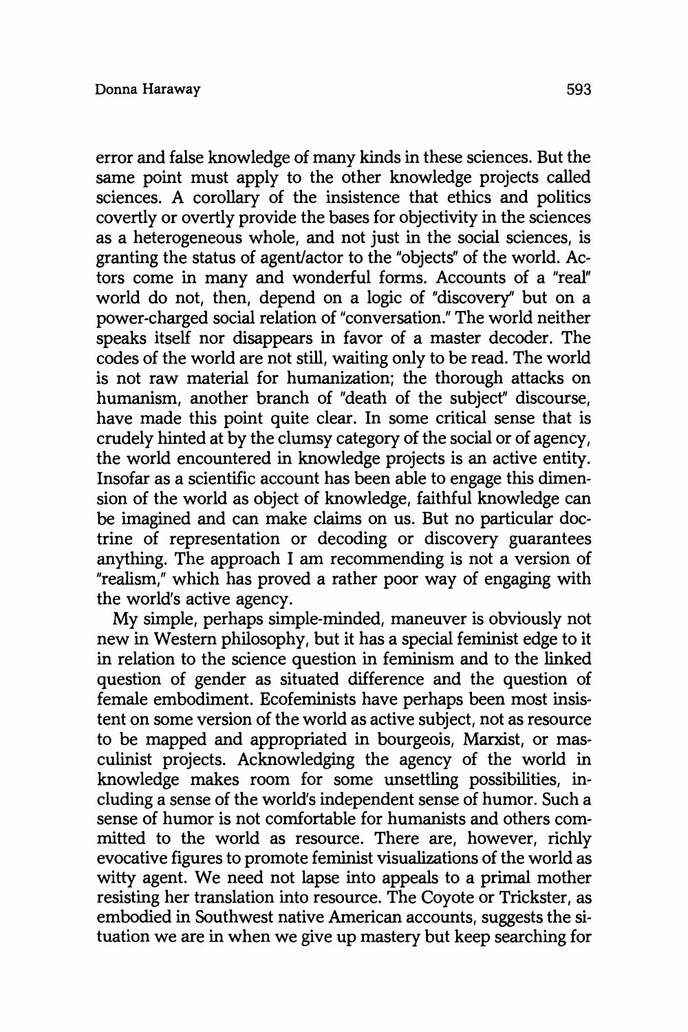error and false knowledge of many kinds in these sciences. But the same point must apply to the other knowledge projects called sciences. A corollary of the insistence that ethics and politics covertly or overtly provide the bases for objectivity in the sciences as a heterogeneous whole, and not just in the social sciences, is granting the status of agent/actor to the "objects" of the world. Actors come in many and wonderful forms. Accounts of a "real" world do not, then, depend on a logic of "discovery" but on a power-charged social relation of "conversation." The world neither speaks itself nor disappears in favor of a master decoder. The codes of the world are not still, waiting only to be read. The world is not raw material for humanization; the thorough attacks on humanism, another branch of "death of the subject" discourse, have made this point quite clear. In some critical sense that is crudely hinted at by the clumsy category of the social or of agency, the world encountered in knowledge projects is an active entity. Insofar as a scientific account has been able to engage this dimension of the world as object of knowledge, faithful knowledge can be imagined and can make claims on us. But no particular doctrine of representation or decoding or discovery guarantees anything. The approach I am recommending is not a version of "realism," which has proved a rather poor way of engaging with the world's active agency.

My simple, perhaps simple-minded, maneuver is obviously not new in Western philosophy, but it has a special feminist edge to it in relation to the science question in feminism and to the linked question of gender as situated difference and the question of female embodiment. Ecofeminists have perhaps been most insistent on some version of the world as active subject, not as resource to be mapped and appropriated in bourgeois, Marxist, or masculinist projects. Acknowledging the agency of the world in knowledge makes room for some unsettling possibilities, including a sense of the world's independent sense of humor. Such a sense of humor is not comfortable for humanists and others committed to the world as resource. There are, however, richly evocative figures to promote feminist visualizations of the world as witty agent. We need not lapse into appeals to a primal mother resisting her translation into resource. The Coyote or Trickster, as embodied in Southwest native American accounts, suggests the situation we are in when we give up mastery but keep searching for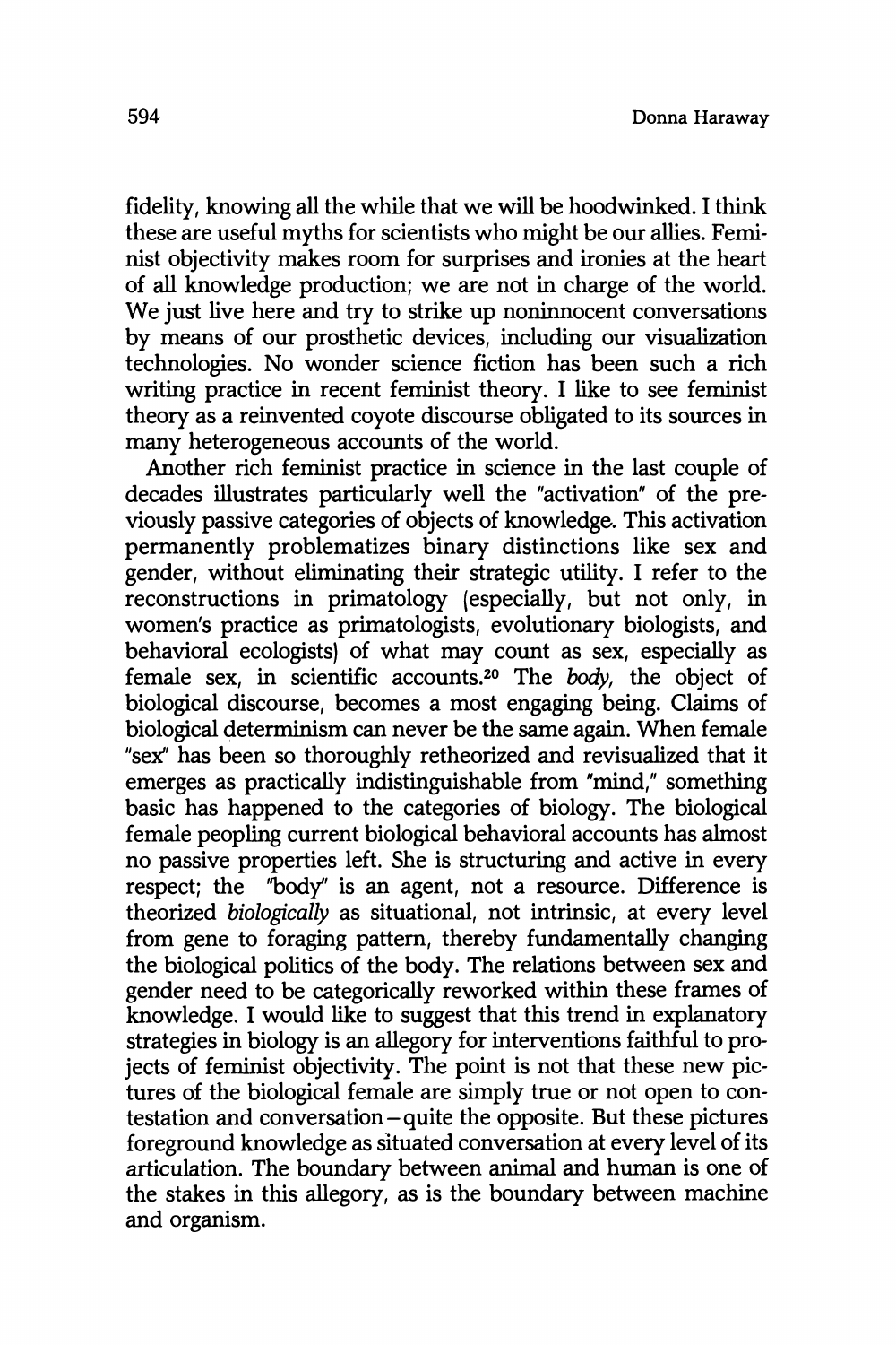fidelity, knowing all the while that we will be hoodwinked. I think these are useful myths for scientists who might be our allies. Feminist objectivity makes room for surprises and ironies at the heart of all knowledge production; we are not in charge of the world. We just live here and try to strike up noninnocent conversations by means of our prosthetic devices, including our visualization technologies. No wonder science fiction has been such a rich writing practice in recent feminist theory. I like to see feminist theory as a reinvented coyote discourse obligated to its sources in many heterogeneous accounts of the world.

Another rich feminist practice in science in the last couple of decades illustrates particularly well the "activation" of the previously passive categories of objects of knowledge. This activation permanently problematizes binary distinctions like sex and gender, without eliminating their strategic utility. I refer to the reconstructions in primatology (especially, but not only, in women's practice as primatologists, evolutionary biologists, and behavioral ecologists) of what may count as sex, especially as female sex, in scientific accounts.[20] The *body*, the object of biological discourse, becomes a most engaging being. Claims of biological determinism can never be the same again. When female "sex" has been so thoroughly retheorized and revisualized that it emerges as practically indistinguishable from "mind," something basic has happened to the categories of biology. The biological female peopling current biological behavioral accounts has almost no passive properties left. She is structuring and active in every respect; the "body" is an agent, not a resource. Difference is theorized *biologically* as situational, not intrinsic, at every level from gene to foraging pattern, thereby fundamentally changing the biological politics of the body. The relations between sex and gender need to be categorically reworked within these frames of knowledge. I would like to suggest that this trend in explanatory strategies in biology is an allegory for interventions faithful to projects of feminist objectivity. The point is not that these new pictures of the biological female are simply true or not open to contestation and conversation – quite the opposite. But these pictures foreground knowledge as situated conversation at every level of its articulation. The boundary between animal and human is one of the stakes in this allegory, as is the boundary between machine and organism.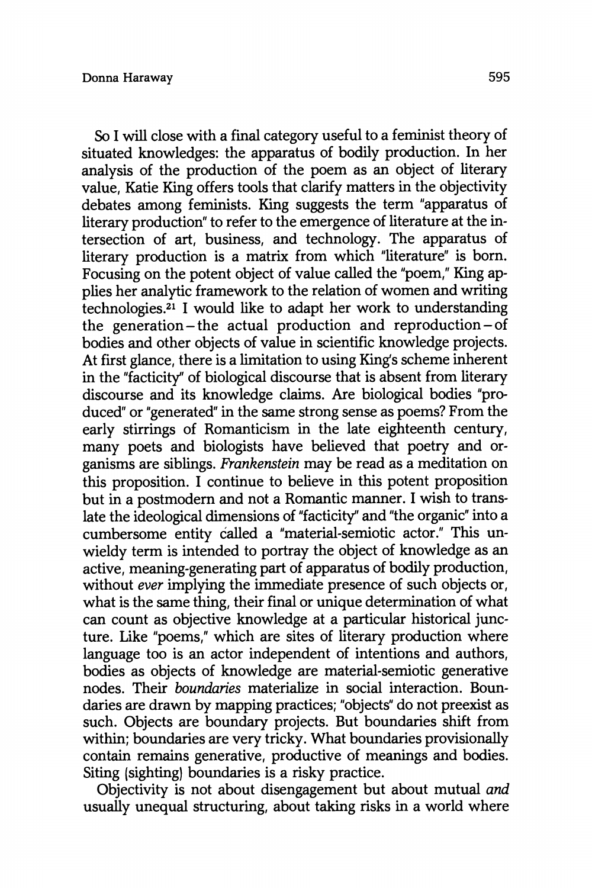So I will close with a final category useful to a feminist theory of situated knowledges: the apparatus of bodily production. In her analysis of the production of the poem as an object of literary value, Katie King offers tools that clarify matters in the objectivity debates among feminists. King suggests the term "apparatus of literary production" to refer to the emergence of literature at the intersection of art, business, and technology. The apparatus of literary production is a matrix from which "literature" is born. Focusing on the potent object of value called the "poem," King applies her analytic framework to the relation of women and writing technologies.[21] I would like to adapt her work to understanding the generation—the actual production and reproduction—of bodies and other objects of value in scientific knowledge projects. At first glance, there is a limitation to using King's scheme inherent in the "facticity" of biological discourse that is absent from literary discourse and its knowledge claims. Are biological bodies "produced" or "generated" in the same strong sense as poems? From the early stirrings of Romanticism in the late eighteenth century, many poets and biologists have believed that poetry and organisms are siblings. *Frankenstein* may be read as a meditation on this proposition. I continue to believe in this potent proposition but in a postmodern and not a Romantic manner. I wish to translate the ideological dimensions of "facticity" and "the organic" into a cumbersome entity called a "material-semiotic actor." This unwieldy term is intended to portray the object of knowledge as an active, meaning-generating part of apparatus of bodily production, without *ever* implying the immediate presence of such objects or, what is the same thing, their final or unique determination of what can count as objective knowledge at a particular historical juncture. Like "poems," which are sites of literary production where language too is an actor independent of intentions and authors, bodies as objects of knowledge are material-semiotic generative nodes. Their *boundaries* materialize in social interaction. Boundaries are drawn by mapping practices; "objects" do not preexist as such. Objects are boundary projects. But boundaries shift from within; boundaries are very tricky. What boundaries provisionally contain remains generative, productive of meanings and bodies. Siting (sighting) boundaries is a risky practice.

Objectivity is not about disengagement but about mutual *and* usually unequal structuring, about taking risks in a world where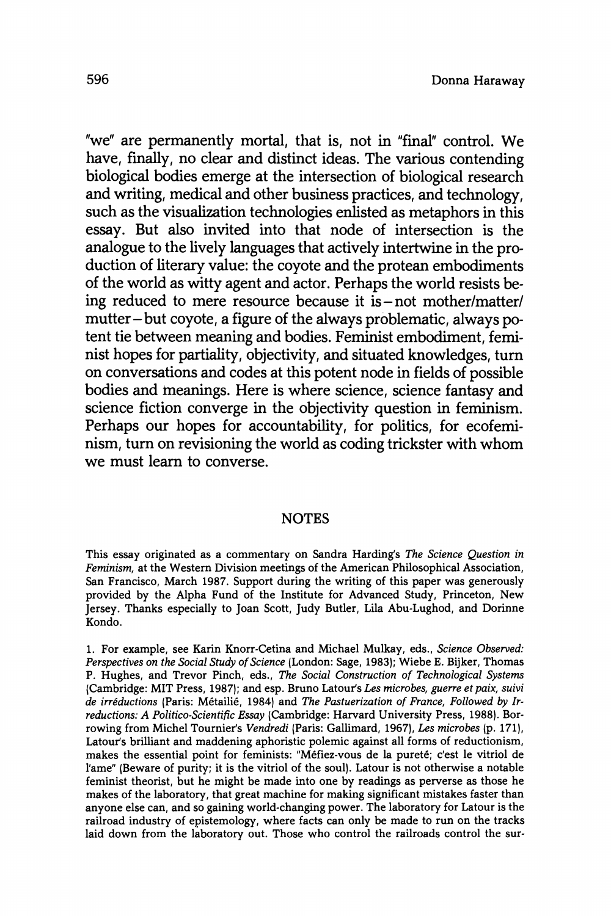"we" are permanently mortal, that is, not in "final" control. We have, finally, no clear and distinct ideas. The various contending biological bodies emerge at the intersection of biological research and writing, medical and other business practices, and technology, such as the visualization technologies enlisted as metaphors in this essay. But also invited into that node of intersection is the analogue to the lively languages that actively intertwine in the production of literary value: the coyote and the protean embodiments of the world as witty agent and actor. Perhaps the world resists being reduced to mere resource because it is – not mother/matter/mutter – but coyote, a figure of the always problematic, always potent tie between meaning and bodies. Feminist embodiment, feminist hopes for partiality, objectivity, and situated knowledges, turn on conversations and codes at this potent node in fields of possible bodies and meanings. Here is where science, science fantasy and science fiction converge in the objectivity question in feminism. Perhaps our hopes for accountability, for politics, for ecofeminism, turn on revisioning the world as coding trickster with whom we must learn to converse.

## NOTES

This essay originated as a commentary on Sandra Harding's *The Science Question in Feminism*, at the Western Division meetings of the American Philosophical Association, San Francisco, March 1987. Support during the writing of this paper was generously provided by the Alpha Fund of the Institute for Advanced Study, Princeton, New Jersey. Thanks especially to Joan Scott, Judy Butler, Lila Abu-Lughod, and Dorinne Kondo.

1. For example, see Karin Knorr-Cetina and Michael Mulkay, eds., *Science Observed: Perspectives on the Social Study of Science* (London: Sage, 1983); Wiebe E. Bijker, Thomas P. Hughes, and Trevor Pinch, eds., *The Social Construction of Technological Systems* (Cambridge: MIT Press, 1987); and esp. Bruno Latour's *Les microbes, guerre et paix, suivi de irréductions* (Paris: Métailié, 1984) and *The Pastuerization of France, Followed by Irreductions: A Politico-Scientific Essay* (Cambridge: Harvard University Press, 1988). Borrowing from Michel Tournier's *Vendredi* (Paris: Gallimard, 1967), *Les microbes* (p. 171), Latour's brilliant and maddening aphoristic polemic against all forms of reductionism, makes the essential point for feminists: "Méfiez-vous de la pureté; c'est le vitriol de l'ame" (Beware of purity; it is the vitriol of the soul). Latour is not otherwise a notable feminist theorist, but he might be made into one by readings as perverse as those he makes of the laboratory, that great machine for making significant mistakes faster than anyone else can, and so gaining world-changing power. The laboratory for Latour is the railroad industry of epistemology, where facts can only be made to run on the tracks laid down from the laboratory out. Those who control the railroads control the sur-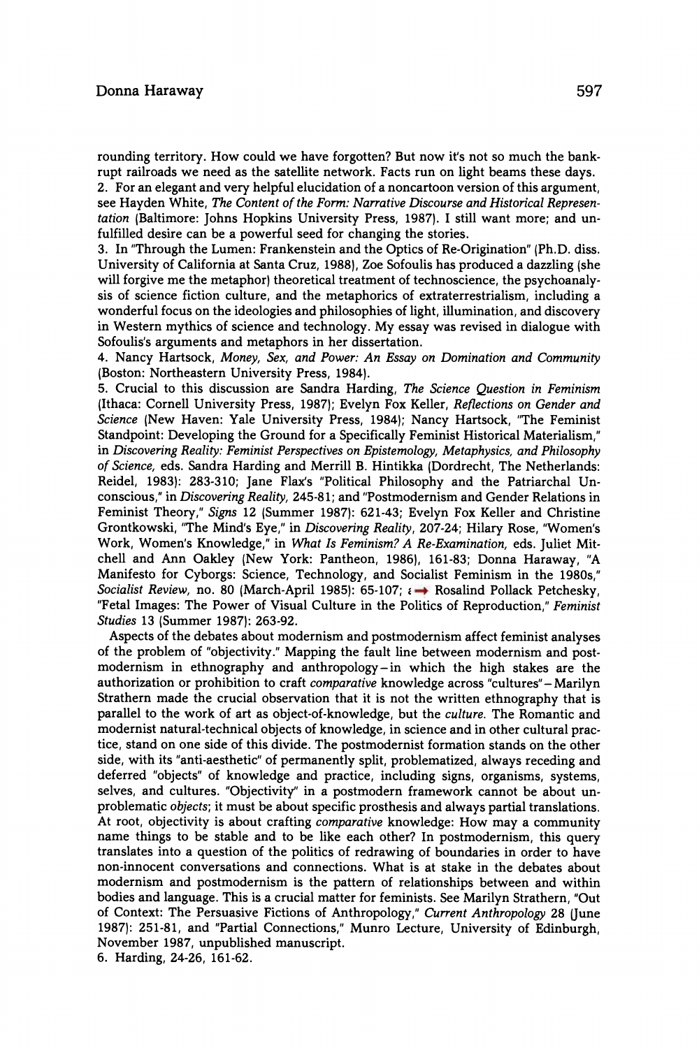rounding territory. How could we have forgotten? But now it's not so much the bankrupt railroads we need as the satellite network. Facts run on light beams these days.

2. For an elegant and very helpful elucidation of a noncartoon version of this argument, see Hayden White, *The Content of the Form: Narrative Discourse and Historical Representation* (Baltimore: Johns Hopkins University Press, 1987). I still want more; and unfulfilled desire can be a powerful seed for changing the stories.

3. In "Through the Lumen: Frankenstein and the Optics of Re-Origination" (Ph.D. diss. University of California at Santa Cruz, 1988), Zoe Sofoulis has produced a dazzling (she will forgive me the metaphor) theoretical treatment of technoscience, the psychoanalysis of science fiction culture, and the metaphorics of extraterrestrialism, including a wonderful focus on the ideologies and philosophies of light, illumination, and discovery in Western mythics of science and technology. My essay was revised in dialogue with Sofoulis's arguments and metaphors in her dissertation.

4. Nancy Hartsock, *Money, Sex, and Power: An Essay on Domination and Community* (Boston: Northeastern University Press, 1984).

5. Crucial to this discussion are Sandra Harding, *The Science Question in Feminism* (Ithaca: Cornell University Press, 1987); Evelyn Fox Keller, *Reflections on Gender and Science* (New Haven: Yale University Press, 1984); Nancy Hartsock, "The Feminist Standpoint: Developing the Ground for a Specifically Feminist Historical Materialism," in *Discovering Reality: Feminist Perspectives on Epistemology, Metaphysics, and Philosophy of Science,* eds. Sandra Harding and Merrill B. Hintikka (Dordrecht, The Netherlands: Reidel, 1983): 283-310; Jane Flax's "Political Philosophy and the Patriarchal Unconscious," in *Discovering Reality,* 245-81; and "Postmodernism and Gender Relations in Feminist Theory," *Signs* 12 (Summer 1987): 621-43; Evelyn Fox Keller and Christine Grontkowski, "The Mind's Eye," in *Discovering Reality,* 207-24; Hilary Rose, "Women's Work, Women's Knowledge," in *What Is Feminism? A Re-Examination,* eds. Juliet Mitchell and Ann Oakley (New York: Pantheon, 1986), 161-83; Donna Haraway, "A Manifesto for Cyborgs: Science, Technology, and Socialist Feminism in the 1980s," *Socialist Review,* no. 80 (March-April 1985): 65-107; and Rosalind Pollack Petchesky, "Fetal Images: The Power of Visual Culture in the Politics of Reproduction," *Feminist Studies* 13 (Summer 1987): 263-92.

Aspects of the debates about modernism and postmodernism affect feminist analyses of the problem of "objectivity." Mapping the fault line between modernism and postmodernism in ethnography and anthropology – in which the high stakes are the authorization or prohibition to craft *comparative* knowledge across "cultures" – Marilyn Strathern made the crucial observation that it is not the written ethnography that is parallel to the work of art as object-of-knowledge, but the *culture.* The Romantic and modernist natural-technical objects of knowledge, in science and in other cultural practice, stand on one side of this divide. The postmodernist formation stands on the other side, with its "anti-aesthetic" of permanently split, problematized, always receding and deferred "objects" of knowledge and practice, including signs, organisms, systems, selves, and cultures. "Objectivity" in a postmodern framework cannot be about unproblematic *objects*; it must be about specific prosthesis and always partial translations. At root, objectivity is about crafting *comparative* knowledge: How may a community name things to be stable and to be like each other? In postmodernism, this query translates into a question of the politics of redrawing of boundaries in order to have non-innocent conversations and connections. What is at stake in the debates about modernism and postmodernism is the pattern of relationships between and within bodies and language. This is a crucial matter for feminists. See Marilyn Strathern, "Out of Context: The Persuasive Fictions of Anthropology," *Current Anthropology* 28 (June 1987): 251-81, and "Partial Connections," Munro Lecture, University of Edinburgh, November 1987, unpublished manuscript.

6. Harding, 24-26, 161-62.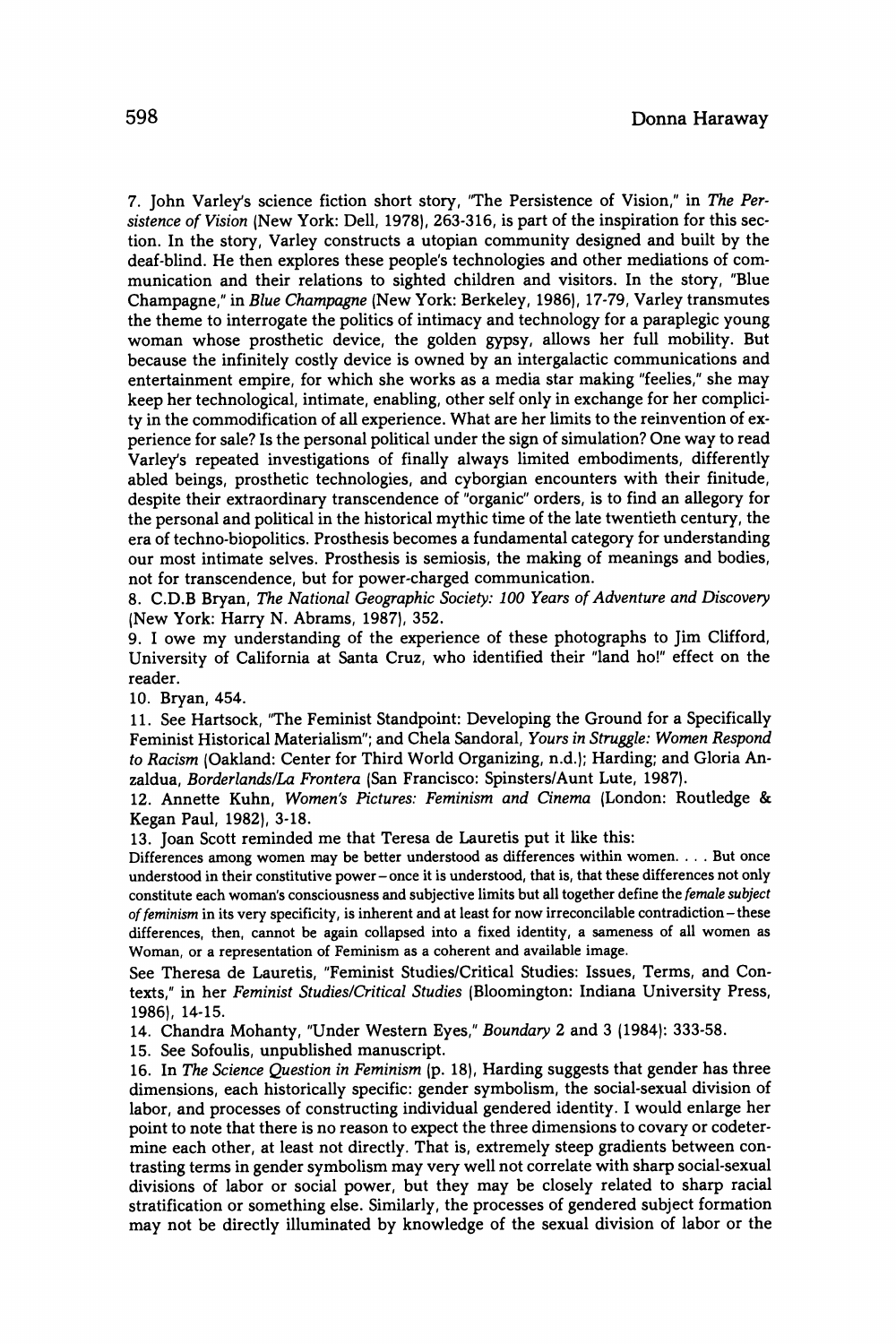7. John Varley's science fiction short story, "The Persistence of Vision," in *The Persistence of Vision* (New York: Dell, 1978), 263-316, is part of the inspiration for this section. In the story, Varley constructs a utopian community designed and built by the deaf-blind. He then explores these people's technologies and other mediations of communication and their relations to sighted children and visitors. In the story, "Blue Champagne," in *Blue Champagne* (New York: Berkeley, 1986), 17-79, Varley transmutes the theme to interrogate the politics of intimacy and technology for a paraplegic young woman whose prosthetic device, the golden gypsy, allows her full mobility. But because the infinitely costly device is owned by an intergalactic communications and entertainment empire, for which she works as a media star making "feelies," she may keep her technological, intimate, enabling, other self only in exchange for her complicity in the commodification of all experience. What are her limits to the reinvention of experience for sale? Is the personal political under the sign of simulation? One way to read Varley's repeated investigations of finally always limited embodiments, differently abled beings, prosthetic technologies, and cyborgian encounters with their finitude, despite their extraordinary transcendence of "organic" orders, is to find an allegory for the personal and political in the historical mythic time of the late twentieth century, the era of techno-biopolitics. Prosthesis becomes a fundamental category for understanding our most intimate selves. Prosthesis is semiosis, the making of meanings and bodies, not for transcendence, but for power-charged communication.

8. C.D.B Bryan, *The National Geographic Society: 100 Years of Adventure and Discovery* (New York: Harry N. Abrams, 1987), 352.

9. I owe my understanding of the experience of these photographs to Jim Clifford, University of California at Santa Cruz, who identified their "land ho!" effect on the reader.

10. Bryan, 454.

11. See Hartsock, "The Feminist Standpoint: Developing the Ground for a Specifically Feminist Historical Materialism"; and Chela Sandoral, *Yours in Struggle: Women Respond to Racism* (Oakland: Center for Third World Organizing, n.d.); Harding; and Gloria Anzaldua, *Borderlands/La Frontera* (San Francisco: Spinsters/Aunt Lute, 1987).

12. Annette Kuhn, *Women's Pictures: Feminism and Cinema* (London: Routledge & Kegan Paul, 1982), 3-18.

13. Joan Scott reminded me that Teresa de Lauretis put it like this:

> Differences among women may be better understood as differences within women. . . . But once understood in their constitutive power – once it is understood, that is, that these differences not only constitute each woman's consciousness and subjective limits but all together define the *female subject of feminism* in its very specificity, is inherent and at least for now irreconcilable contradiction – these differences, then, cannot be again collapsed into a fixed identity, a sameness of all women as Woman, or a representation of Feminism as a coherent and available image.

See Theresa de Lauretis, "Feminist Studies/Critical Studies: Issues, Terms, and Contexts," in her *Feminist Studies/Critical Studies* (Bloomington: Indiana University Press, 1986), 14-15.

14. Chandra Mohanty, "Under Western Eyes," *Boundary* 2 and 3 (1984): 333-58.

15. See Sofoulis, unpublished manuscript.

16. In *The Science Question in Feminism* (p. 18), Harding suggests that gender has three dimensions, each historically specific: gender symbolism, the social-sexual division of labor, and processes of constructing individual gendered identity. I would enlarge her point to note that there is no reason to expect the three dimensions to covary or codetermine each other, at least not directly. That is, extremely steep gradients between contrasting terms in gender symbolism may very well not correlate with sharp social-sexual divisions of labor or social power, but they may be closely related to sharp racial stratification or something else. Similarly, the processes of gendered subject formation may not be directly illuminated by knowledge of the sexual division of labor or the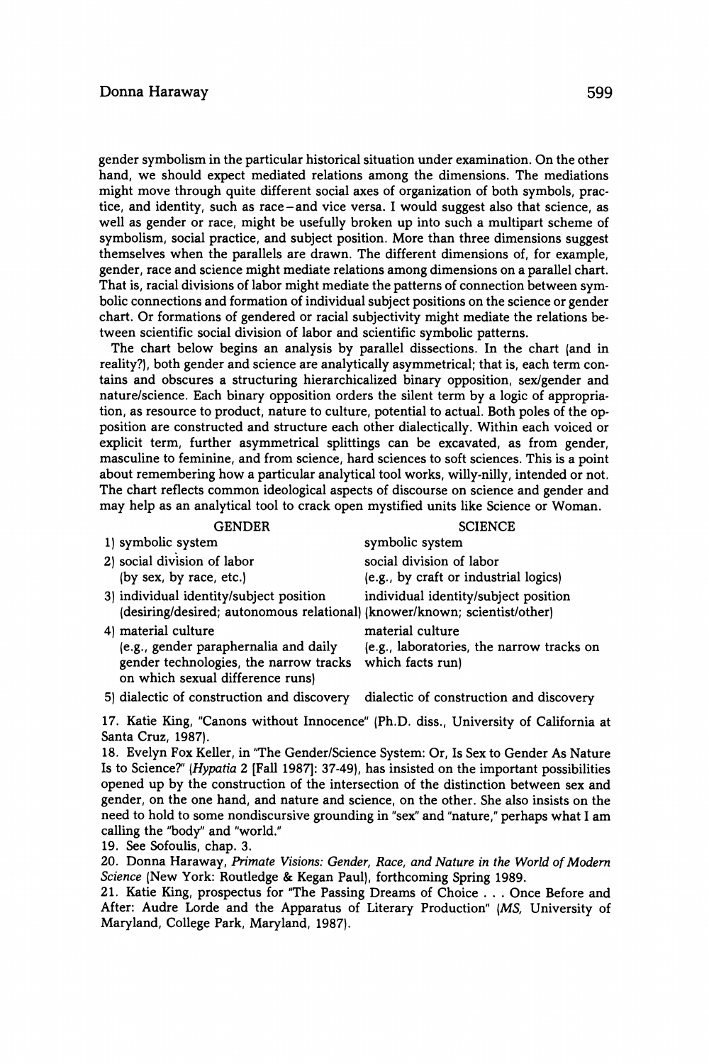gender symbolism in the particular historical situation under examination. On the other hand, we should expect mediated relations among the dimensions. The mediations might move through quite different social axes of organization of both symbols, practice, and identity, such as race—and vice versa. I would suggest also that science, as well as gender or race, might be usefully broken up into such a multipart scheme of symbolism, social practice, and subject position. More than three dimensions suggest themselves when the parallels are drawn. The different dimensions of, for example, gender, race and science might mediate relations among dimensions on a parallel chart. That is, racial divisions of labor might mediate the patterns of connection between symbolic connections and formation of individual subject positions on the science or gender chart. Or formations of gendered or racial subjectivity might mediate the relations between scientific social division of labor and scientific symbolic patterns.

The chart below begins an analysis by parallel dissections. In the chart (and in reality?), both gender and science are analytically asymmetrical; that is, each term contains and obscures a structuring hierarchicalized binary opposition, sex/gender and nature/science. Each binary opposition orders the silent term by a logic of appropriation, as resource to product, nature to culture, potential to actual. Both poles of the opposition are constructed and structure each other dialectically. Within each voiced or explicit term, further asymmetrical splittings can be excavated, as from gender, masculine to feminine, and from science, hard sciences to soft sciences. This is a point about remembering how a particular analytical tool works, willy-nilly, intended or not. The chart reflects common ideological aspects of discourse on science and gender and may help as an analytical tool to crack open mystified units like Science or Woman.

| GENDER | SCIENCE |
|---|---|
| 1) symbolic system | symbolic system |
| 2) social division of labor (by sex, by race, etc.) | social division of labor (e.g., by craft or industrial logics) |
| 3) individual identity/subject position (desiring/desired; autonomous relational) | individual identity/subject position (knower/known; scientist/other) |
| 4) material culture (e.g., gender paraphernalia and daily gender technologies, the narrow tracks on which sexual difference runs) | material culture (e.g., laboratories, the narrow tracks on which facts run) |
| 5) dialectic of construction and discovery | dialectic of construction and discovery |

17. Katie King, "Canons without Innocence" (Ph.D. diss., University of California at Santa Cruz, 1987).

18. Evelyn Fox Keller, in "The Gender/Science System: Or, Is Sex to Gender As Nature Is to Science?" (*Hypatia* 2 [Fall 1987]: 37-49), has insisted on the important possibilities opened up by the construction of the intersection of the distinction between sex and gender, on the one hand, and nature and science, on the other. She also insists on the need to hold to some nondiscursive grounding in "sex" and "nature," perhaps what I am calling the "body" and "world."

19. See Sofoulis, chap. 3.

20. Donna Haraway, *Primate Visions: Gender, Race, and Nature in the World of Modern Science* (New York: Routledge & Kegan Paul), forthcoming Spring 1989.

21. Katie King, prospectus for "The Passing Dreams of Choice . . . Once Before and After: Audre Lorde and the Apparatus of Literary Production" (*MS*, University of Maryland, College Park, Maryland, 1987).